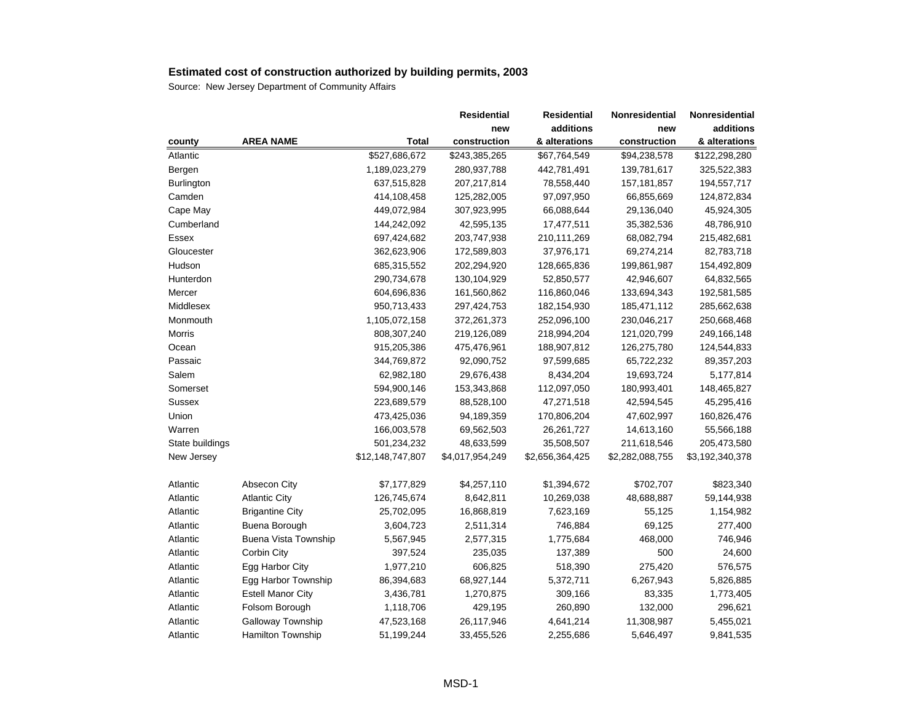**Estimated cost of construction authorized by building permits, 2003**

Source: New Jersey Department of Community Affairs

| county | AREA NAME | Total | Residential new construction | Residential additions & alterations | Nonresidential new construction | Nonresidential additions & alterations |
|---|---|---|---|---|---|---|
| Atlantic | | $527,686,672 | $243,385,265 | $67,764,549 | $94,238,578 | $122,298,280 |
| Bergen | | 1,189,023,279 | 280,937,788 | 442,781,491 | 139,781,617 | 325,522,383 |
| Burlington | | 637,515,828 | 207,217,814 | 78,558,440 | 157,181,857 | 194,557,717 |
| Camden | | 414,108,458 | 125,282,005 | 97,097,950 | 66,855,669 | 124,872,834 |
| Cape May | | 449,072,984 | 307,923,995 | 66,088,644 | 29,136,040 | 45,924,305 |
| Cumberland | | 144,242,092 | 42,595,135 | 17,477,511 | 35,382,536 | 48,786,910 |
| Essex | | 697,424,682 | 203,747,938 | 210,111,269 | 68,082,794 | 215,482,681 |
| Gloucester | | 362,623,906 | 172,589,803 | 37,976,171 | 69,274,214 | 82,783,718 |
| Hudson | | 685,315,552 | 202,294,920 | 128,665,836 | 199,861,987 | 154,492,809 |
| Hunterdon | | 290,734,678 | 130,104,929 | 52,850,577 | 42,946,607 | 64,832,565 |
| Mercer | | 604,696,836 | 161,560,862 | 116,860,046 | 133,694,343 | 192,581,585 |
| Middlesex | | 950,713,433 | 297,424,753 | 182,154,930 | 185,471,112 | 285,662,638 |
| Monmouth | | 1,105,072,158 | 372,261,373 | 252,096,100 | 230,046,217 | 250,668,468 |
| Morris | | 808,307,240 | 219,126,089 | 218,994,204 | 121,020,799 | 249,166,148 |
| Ocean | | 915,205,386 | 475,476,961 | 188,907,812 | 126,275,780 | 124,544,833 |
| Passaic | | 344,769,872 | 92,090,752 | 97,599,685 | 65,722,232 | 89,357,203 |
| Salem | | 62,982,180 | 29,676,438 | 8,434,204 | 19,693,724 | 5,177,814 |
| Somerset | | 594,900,146 | 153,343,868 | 112,097,050 | 180,993,401 | 148,465,827 |
| Sussex | | 223,689,579 | 88,528,100 | 47,271,518 | 42,594,545 | 45,295,416 |
| Union | | 473,425,036 | 94,189,359 | 170,806,204 | 47,602,997 | 160,826,476 |
| Warren | | 166,003,578 | 69,562,503 | 26,261,727 | 14,613,160 | 55,566,188 |
| State buildings | | 501,234,232 | 48,633,599 | 35,508,507 | 211,618,546 | 205,473,580 |
| New Jersey | | $12,148,747,807 | $4,017,954,249 | $2,656,364,425 | $2,282,088,755 | $3,192,340,378 |
| | | | | | | |
| Atlantic | Absecon City | $7,177,829 | $4,257,110 | $1,394,672 | $702,707 | $823,340 |
| Atlantic | Atlantic City | 126,745,674 | 8,642,811 | 10,269,038 | 48,688,887 | 59,144,938 |
| Atlantic | Brigantine City | 25,702,095 | 16,868,819 | 7,623,169 | 55,125 | 1,154,982 |
| Atlantic | Buena Borough | 3,604,723 | 2,511,314 | 746,884 | 69,125 | 277,400 |
| Atlantic | Buena Vista Township | 5,567,945 | 2,577,315 | 1,775,684 | 468,000 | 746,946 |
| Atlantic | Corbin City | 397,524 | 235,035 | 137,389 | 500 | 24,600 |
| Atlantic | Egg Harbor City | 1,977,210 | 606,825 | 518,390 | 275,420 | 576,575 |
| Atlantic | Egg Harbor Township | 86,394,683 | 68,927,144 | 5,372,711 | 6,267,943 | 5,826,885 |
| Atlantic | Estell Manor City | 3,436,781 | 1,270,875 | 309,166 | 83,335 | 1,773,405 |
| Atlantic | Folsom Borough | 1,118,706 | 429,195 | 260,890 | 132,000 | 296,621 |
| Atlantic | Galloway Township | 47,523,168 | 26,117,946 | 4,641,214 | 11,308,987 | 5,455,021 |
| Atlantic | Hamilton Township | 51,199,244 | 33,455,526 | 2,255,686 | 5,646,497 | 9,841,535 |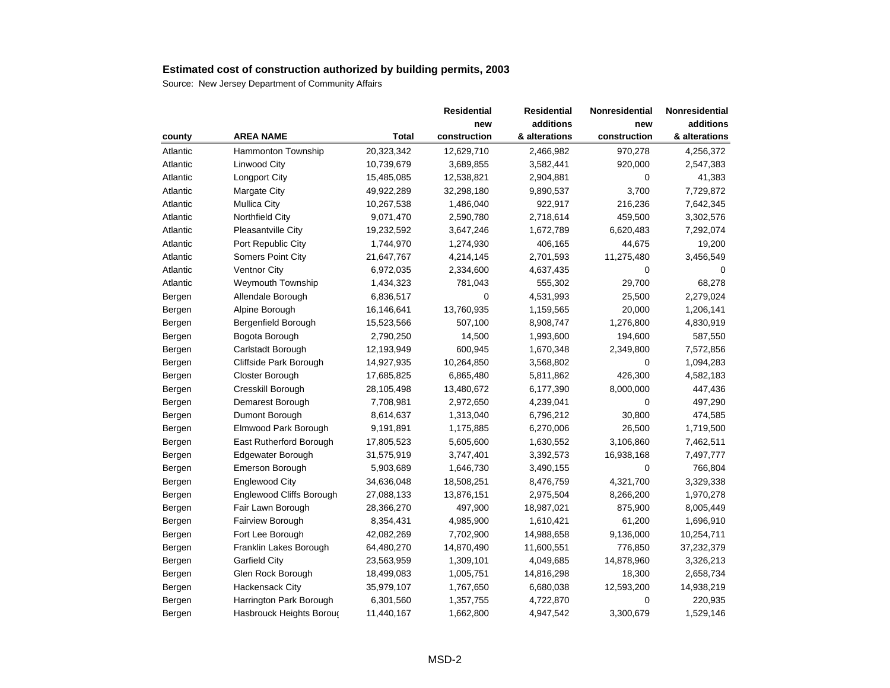**Estimated cost of construction authorized by building permits, 2003**

Source: New Jersey Department of Community Affairs

| county | AREA NAME | Total | Residential new construction | Residential additions & alterations | Nonresidential new construction | Nonresidential additions & alterations |
|---|---|---|---|---|---|---|
| Atlantic | Hammonton Township | 20,323,342 | 12,629,710 | 2,466,982 | 970,278 | 4,256,372 |
| Atlantic | Linwood City | 10,739,679 | 3,689,855 | 3,582,441 | 920,000 | 2,547,383 |
| Atlantic | Longport City | 15,485,085 | 12,538,821 | 2,904,881 | 0 | 41,383 |
| Atlantic | Margate City | 49,922,289 | 32,298,180 | 9,890,537 | 3,700 | 7,729,872 |
| Atlantic | Mullica City | 10,267,538 | 1,486,040 | 922,917 | 216,236 | 7,642,345 |
| Atlantic | Northfield City | 9,071,470 | 2,590,780 | 2,718,614 | 459,500 | 3,302,576 |
| Atlantic | Pleasantville City | 19,232,592 | 3,647,246 | 1,672,789 | 6,620,483 | 7,292,074 |
| Atlantic | Port Republic City | 1,744,970 | 1,274,930 | 406,165 | 44,675 | 19,200 |
| Atlantic | Somers Point City | 21,647,767 | 4,214,145 | 2,701,593 | 11,275,480 | 3,456,549 |
| Atlantic | Ventnor City | 6,972,035 | 2,334,600 | 4,637,435 | 0 | 0 |
| Atlantic | Weymouth Township | 1,434,323 | 781,043 | 555,302 | 29,700 | 68,278 |
| Bergen | Allendale Borough | 6,836,517 | 0 | 4,531,993 | 25,500 | 2,279,024 |
| Bergen | Alpine Borough | 16,146,641 | 13,760,935 | 1,159,565 | 20,000 | 1,206,141 |
| Bergen | Bergenfield Borough | 15,523,566 | 507,100 | 8,908,747 | 1,276,800 | 4,830,919 |
| Bergen | Bogota Borough | 2,790,250 | 14,500 | 1,993,600 | 194,600 | 587,550 |
| Bergen | Carlstadt Borough | 12,193,949 | 600,945 | 1,670,348 | 2,349,800 | 7,572,856 |
| Bergen | Cliffside Park Borough | 14,927,935 | 10,264,850 | 3,568,802 | 0 | 1,094,283 |
| Bergen | Closter Borough | 17,685,825 | 6,865,480 | 5,811,862 | 426,300 | 4,582,183 |
| Bergen | Cresskill Borough | 28,105,498 | 13,480,672 | 6,177,390 | 8,000,000 | 447,436 |
| Bergen | Demarest Borough | 7,708,981 | 2,972,650 | 4,239,041 | 0 | 497,290 |
| Bergen | Dumont Borough | 8,614,637 | 1,313,040 | 6,796,212 | 30,800 | 474,585 |
| Bergen | Elmwood Park Borough | 9,191,891 | 1,175,885 | 6,270,006 | 26,500 | 1,719,500 |
| Bergen | East Rutherford Borough | 17,805,523 | 5,605,600 | 1,630,552 | 3,106,860 | 7,462,511 |
| Bergen | Edgewater Borough | 31,575,919 | 3,747,401 | 3,392,573 | 16,938,168 | 7,497,777 |
| Bergen | Emerson Borough | 5,903,689 | 1,646,730 | 3,490,155 | 0 | 766,804 |
| Bergen | Englewood City | 34,636,048 | 18,508,251 | 8,476,759 | 4,321,700 | 3,329,338 |
| Bergen | Englewood Cliffs Borough | 27,088,133 | 13,876,151 | 2,975,504 | 8,266,200 | 1,970,278 |
| Bergen | Fair Lawn Borough | 28,366,270 | 497,900 | 18,987,021 | 875,900 | 8,005,449 |
| Bergen | Fairview Borough | 8,354,431 | 4,985,900 | 1,610,421 | 61,200 | 1,696,910 |
| Bergen | Fort Lee Borough | 42,082,269 | 7,702,900 | 14,988,658 | 9,136,000 | 10,254,711 |
| Bergen | Franklin Lakes Borough | 64,480,270 | 14,870,490 | 11,600,551 | 776,850 | 37,232,379 |
| Bergen | Garfield City | 23,563,959 | 1,309,101 | 4,049,685 | 14,878,960 | 3,326,213 |
| Bergen | Glen Rock Borough | 18,499,083 | 1,005,751 | 14,816,298 | 18,300 | 2,658,734 |
| Bergen | Hackensack City | 35,979,107 | 1,767,650 | 6,680,038 | 12,593,200 | 14,938,219 |
| Bergen | Harrington Park Borough | 6,301,560 | 1,357,755 | 4,722,870 | 0 | 220,935 |
| Bergen | Hasbrouck Heights Boroug | 11,440,167 | 1,662,800 | 4,947,542 | 3,300,679 | 1,529,146 |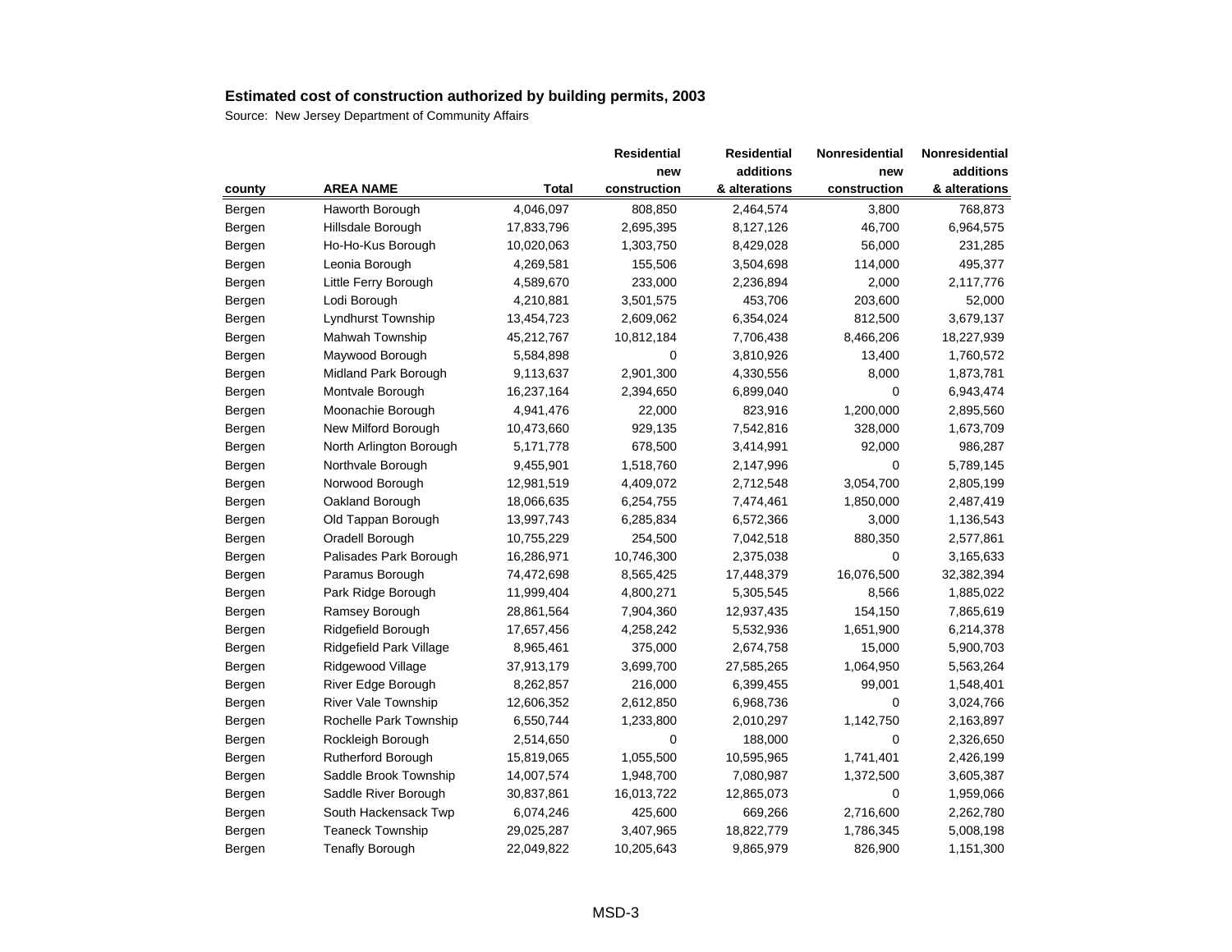## Estimated cost of construction authorized by building permits, 2003

Source: New Jersey Department of Community Affairs

| county | AREA NAME | Total | Residential new construction | Residential additions & alterations | Nonresidential new construction | Nonresidential additions & alterations |
|---|---|---|---|---|---|---|
| Bergen | Haworth Borough | 4,046,097 | 808,850 | 2,464,574 | 3,800 | 768,873 |
| Bergen | Hillsdale Borough | 17,833,796 | 2,695,395 | 8,127,126 | 46,700 | 6,964,575 |
| Bergen | Ho-Ho-Kus Borough | 10,020,063 | 1,303,750 | 8,429,028 | 56,000 | 231,285 |
| Bergen | Leonia Borough | 4,269,581 | 155,506 | 3,504,698 | 114,000 | 495,377 |
| Bergen | Little Ferry Borough | 4,589,670 | 233,000 | 2,236,894 | 2,000 | 2,117,776 |
| Bergen | Lodi Borough | 4,210,881 | 3,501,575 | 453,706 | 203,600 | 52,000 |
| Bergen | Lyndhurst Township | 13,454,723 | 2,609,062 | 6,354,024 | 812,500 | 3,679,137 |
| Bergen | Mahwah Township | 45,212,767 | 10,812,184 | 7,706,438 | 8,466,206 | 18,227,939 |
| Bergen | Maywood Borough | 5,584,898 | 0 | 3,810,926 | 13,400 | 1,760,572 |
| Bergen | Midland Park Borough | 9,113,637 | 2,901,300 | 4,330,556 | 8,000 | 1,873,781 |
| Bergen | Montvale Borough | 16,237,164 | 2,394,650 | 6,899,040 | 0 | 6,943,474 |
| Bergen | Moonachie Borough | 4,941,476 | 22,000 | 823,916 | 1,200,000 | 2,895,560 |
| Bergen | New Milford Borough | 10,473,660 | 929,135 | 7,542,816 | 328,000 | 1,673,709 |
| Bergen | North Arlington Borough | 5,171,778 | 678,500 | 3,414,991 | 92,000 | 986,287 |
| Bergen | Northvale Borough | 9,455,901 | 1,518,760 | 2,147,996 | 0 | 5,789,145 |
| Bergen | Norwood Borough | 12,981,519 | 4,409,072 | 2,712,548 | 3,054,700 | 2,805,199 |
| Bergen | Oakland Borough | 18,066,635 | 6,254,755 | 7,474,461 | 1,850,000 | 2,487,419 |
| Bergen | Old Tappan Borough | 13,997,743 | 6,285,834 | 6,572,366 | 3,000 | 1,136,543 |
| Bergen | Oradell Borough | 10,755,229 | 254,500 | 7,042,518 | 880,350 | 2,577,861 |
| Bergen | Palisades Park Borough | 16,286,971 | 10,746,300 | 2,375,038 | 0 | 3,165,633 |
| Bergen | Paramus Borough | 74,472,698 | 8,565,425 | 17,448,379 | 16,076,500 | 32,382,394 |
| Bergen | Park Ridge Borough | 11,999,404 | 4,800,271 | 5,305,545 | 8,566 | 1,885,022 |
| Bergen | Ramsey Borough | 28,861,564 | 7,904,360 | 12,937,435 | 154,150 | 7,865,619 |
| Bergen | Ridgefield Borough | 17,657,456 | 4,258,242 | 5,532,936 | 1,651,900 | 6,214,378 |
| Bergen | Ridgefield Park Village | 8,965,461 | 375,000 | 2,674,758 | 15,000 | 5,900,703 |
| Bergen | Ridgewood Village | 37,913,179 | 3,699,700 | 27,585,265 | 1,064,950 | 5,563,264 |
| Bergen | River Edge Borough | 8,262,857 | 216,000 | 6,399,455 | 99,001 | 1,548,401 |
| Bergen | River Vale Township | 12,606,352 | 2,612,850 | 6,968,736 | 0 | 3,024,766 |
| Bergen | Rochelle Park Township | 6,550,744 | 1,233,800 | 2,010,297 | 1,142,750 | 2,163,897 |
| Bergen | Rockleigh Borough | 2,514,650 | 0 | 188,000 | 0 | 2,326,650 |
| Bergen | Rutherford Borough | 15,819,065 | 1,055,500 | 10,595,965 | 1,741,401 | 2,426,199 |
| Bergen | Saddle Brook Township | 14,007,574 | 1,948,700 | 7,080,987 | 1,372,500 | 3,605,387 |
| Bergen | Saddle River Borough | 30,837,861 | 16,013,722 | 12,865,073 | 0 | 1,959,066 |
| Bergen | South Hackensack Twp | 6,074,246 | 425,600 | 669,266 | 2,716,600 | 2,262,780 |
| Bergen | Teaneck Township | 29,025,287 | 3,407,965 | 18,822,779 | 1,786,345 | 5,008,198 |
| Bergen | Tenafly Borough | 22,049,822 | 10,205,643 | 9,865,979 | 826,900 | 1,151,300 |

MSD-3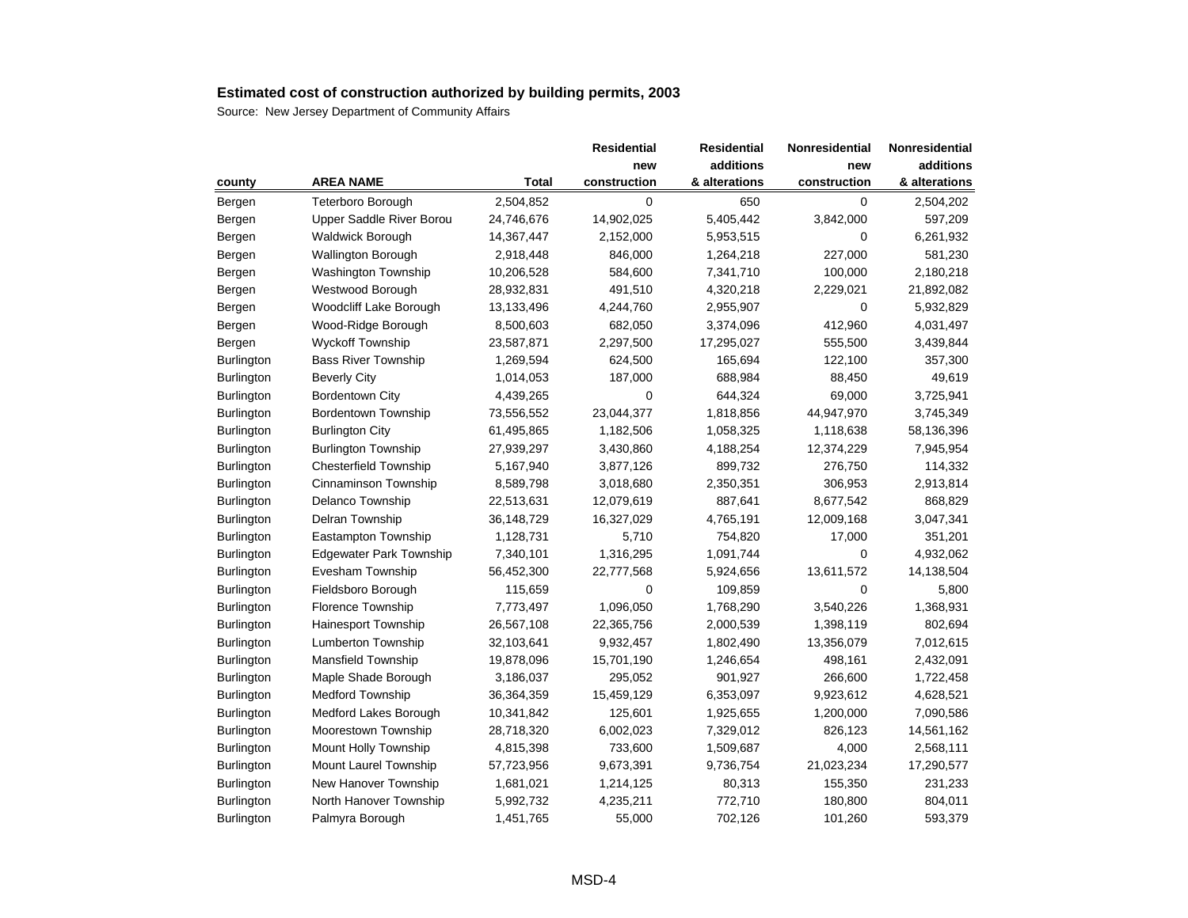## Estimated cost of construction authorized by building permits, 2003

Source: New Jersey Department of Community Affairs

| county | AREA NAME | Total | Residential new construction | Residential additions & alterations | Nonresidential new construction | Nonresidential additions & alterations |
|---|---|---|---|---|---|---|
| Bergen | Teterboro Borough | 2,504,852 | 0 | 650 | 0 | 2,504,202 |
| Bergen | Upper Saddle River Borou | 24,746,676 | 14,902,025 | 5,405,442 | 3,842,000 | 597,209 |
| Bergen | Waldwick Borough | 14,367,447 | 2,152,000 | 5,953,515 | 0 | 6,261,932 |
| Bergen | Wallington Borough | 2,918,448 | 846,000 | 1,264,218 | 227,000 | 581,230 |
| Bergen | Washington Township | 10,206,528 | 584,600 | 7,341,710 | 100,000 | 2,180,218 |
| Bergen | Westwood Borough | 28,932,831 | 491,510 | 4,320,218 | 2,229,021 | 21,892,082 |
| Bergen | Woodcliff Lake Borough | 13,133,496 | 4,244,760 | 2,955,907 | 0 | 5,932,829 |
| Bergen | Wood-Ridge Borough | 8,500,603 | 682,050 | 3,374,096 | 412,960 | 4,031,497 |
| Bergen | Wyckoff Township | 23,587,871 | 2,297,500 | 17,295,027 | 555,500 | 3,439,844 |
| Burlington | Bass River Township | 1,269,594 | 624,500 | 165,694 | 122,100 | 357,300 |
| Burlington | Beverly City | 1,014,053 | 187,000 | 688,984 | 88,450 | 49,619 |
| Burlington | Bordentown City | 4,439,265 | 0 | 644,324 | 69,000 | 3,725,941 |
| Burlington | Bordentown Township | 73,556,552 | 23,044,377 | 1,818,856 | 44,947,970 | 3,745,349 |
| Burlington | Burlington City | 61,495,865 | 1,182,506 | 1,058,325 | 1,118,638 | 58,136,396 |
| Burlington | Burlington Township | 27,939,297 | 3,430,860 | 4,188,254 | 12,374,229 | 7,945,954 |
| Burlington | Chesterfield Township | 5,167,940 | 3,877,126 | 899,732 | 276,750 | 114,332 |
| Burlington | Cinnaminson Township | 8,589,798 | 3,018,680 | 2,350,351 | 306,953 | 2,913,814 |
| Burlington | Delanco Township | 22,513,631 | 12,079,619 | 887,641 | 8,677,542 | 868,829 |
| Burlington | Delran Township | 36,148,729 | 16,327,029 | 4,765,191 | 12,009,168 | 3,047,341 |
| Burlington | Eastampton Township | 1,128,731 | 5,710 | 754,820 | 17,000 | 351,201 |
| Burlington | Edgewater Park Township | 7,340,101 | 1,316,295 | 1,091,744 | 0 | 4,932,062 |
| Burlington | Evesham Township | 56,452,300 | 22,777,568 | 5,924,656 | 13,611,572 | 14,138,504 |
| Burlington | Fieldsboro Borough | 115,659 | 0 | 109,859 | 0 | 5,800 |
| Burlington | Florence Township | 7,773,497 | 1,096,050 | 1,768,290 | 3,540,226 | 1,368,931 |
| Burlington | Hainesport Township | 26,567,108 | 22,365,756 | 2,000,539 | 1,398,119 | 802,694 |
| Burlington | Lumberton Township | 32,103,641 | 9,932,457 | 1,802,490 | 13,356,079 | 7,012,615 |
| Burlington | Mansfield Township | 19,878,096 | 15,701,190 | 1,246,654 | 498,161 | 2,432,091 |
| Burlington | Maple Shade Borough | 3,186,037 | 295,052 | 901,927 | 266,600 | 1,722,458 |
| Burlington | Medford Township | 36,364,359 | 15,459,129 | 6,353,097 | 9,923,612 | 4,628,521 |
| Burlington | Medford Lakes Borough | 10,341,842 | 125,601 | 1,925,655 | 1,200,000 | 7,090,586 |
| Burlington | Moorestown Township | 28,718,320 | 6,002,023 | 7,329,012 | 826,123 | 14,561,162 |
| Burlington | Mount Holly Township | 4,815,398 | 733,600 | 1,509,687 | 4,000 | 2,568,111 |
| Burlington | Mount Laurel Township | 57,723,956 | 9,673,391 | 9,736,754 | 21,023,234 | 17,290,577 |
| Burlington | New Hanover Township | 1,681,021 | 1,214,125 | 80,313 | 155,350 | 231,233 |
| Burlington | North Hanover Township | 5,992,732 | 4,235,211 | 772,710 | 180,800 | 804,011 |
| Burlington | Palmyra Borough | 1,451,765 | 55,000 | 702,126 | 101,260 | 593,379 |

MSD-4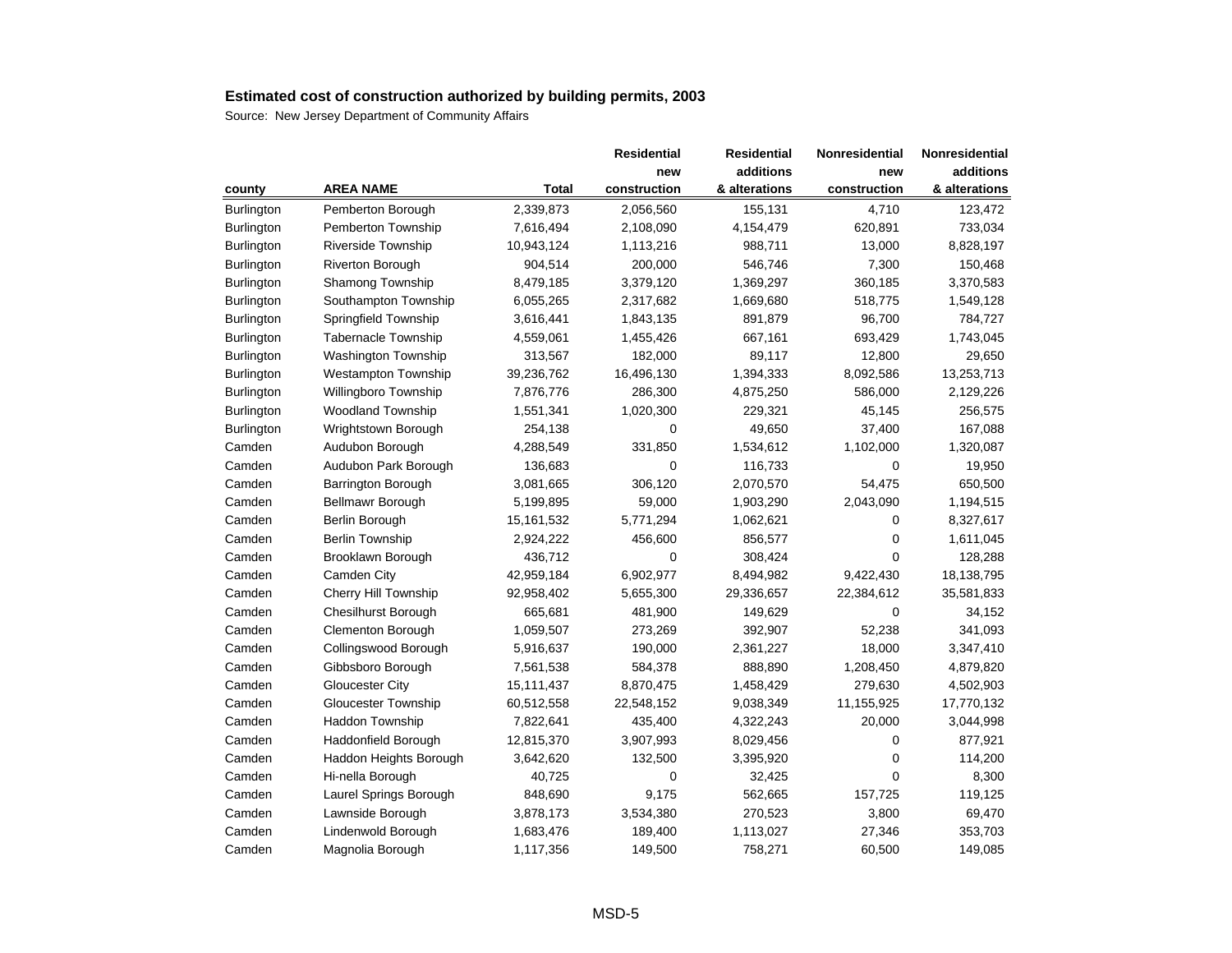**Estimated cost of construction authorized by building permits, 2003**

Source: New Jersey Department of Community Affairs

| county | AREA NAME | Total | Residential new construction | Residential additions & alterations | Nonresidential new construction | Nonresidential additions & alterations |
|---|---|---|---|---|---|---|
| Burlington | Pemberton Borough | 2,339,873 | 2,056,560 | 155,131 | 4,710 | 123,472 |
| Burlington | Pemberton Township | 7,616,494 | 2,108,090 | 4,154,479 | 620,891 | 733,034 |
| Burlington | Riverside Township | 10,943,124 | 1,113,216 | 988,711 | 13,000 | 8,828,197 |
| Burlington | Riverton Borough | 904,514 | 200,000 | 546,746 | 7,300 | 150,468 |
| Burlington | Shamong Township | 8,479,185 | 3,379,120 | 1,369,297 | 360,185 | 3,370,583 |
| Burlington | Southampton Township | 6,055,265 | 2,317,682 | 1,669,680 | 518,775 | 1,549,128 |
| Burlington | Springfield Township | 3,616,441 | 1,843,135 | 891,879 | 96,700 | 784,727 |
| Burlington | Tabernacle Township | 4,559,061 | 1,455,426 | 667,161 | 693,429 | 1,743,045 |
| Burlington | Washington Township | 313,567 | 182,000 | 89,117 | 12,800 | 29,650 |
| Burlington | Westampton Township | 39,236,762 | 16,496,130 | 1,394,333 | 8,092,586 | 13,253,713 |
| Burlington | Willingboro Township | 7,876,776 | 286,300 | 4,875,250 | 586,000 | 2,129,226 |
| Burlington | Woodland Township | 1,551,341 | 1,020,300 | 229,321 | 45,145 | 256,575 |
| Burlington | Wrightstown Borough | 254,138 | 0 | 49,650 | 37,400 | 167,088 |
| Camden | Audubon Borough | 4,288,549 | 331,850 | 1,534,612 | 1,102,000 | 1,320,087 |
| Camden | Audubon Park Borough | 136,683 | 0 | 116,733 | 0 | 19,950 |
| Camden | Barrington Borough | 3,081,665 | 306,120 | 2,070,570 | 54,475 | 650,500 |
| Camden | Bellmawr Borough | 5,199,895 | 59,000 | 1,903,290 | 2,043,090 | 1,194,515 |
| Camden | Berlin Borough | 15,161,532 | 5,771,294 | 1,062,621 | 0 | 8,327,617 |
| Camden | Berlin Township | 2,924,222 | 456,600 | 856,577 | 0 | 1,611,045 |
| Camden | Brooklawn Borough | 436,712 | 0 | 308,424 | 0 | 128,288 |
| Camden | Camden City | 42,959,184 | 6,902,977 | 8,494,982 | 9,422,430 | 18,138,795 |
| Camden | Cherry Hill Township | 92,958,402 | 5,655,300 | 29,336,657 | 22,384,612 | 35,581,833 |
| Camden | Chesilhurst Borough | 665,681 | 481,900 | 149,629 | 0 | 34,152 |
| Camden | Clementon Borough | 1,059,507 | 273,269 | 392,907 | 52,238 | 341,093 |
| Camden | Collingswood Borough | 5,916,637 | 190,000 | 2,361,227 | 18,000 | 3,347,410 |
| Camden | Gibbsboro Borough | 7,561,538 | 584,378 | 888,890 | 1,208,450 | 4,879,820 |
| Camden | Gloucester City | 15,111,437 | 8,870,475 | 1,458,429 | 279,630 | 4,502,903 |
| Camden | Gloucester Township | 60,512,558 | 22,548,152 | 9,038,349 | 11,155,925 | 17,770,132 |
| Camden | Haddon Township | 7,822,641 | 435,400 | 4,322,243 | 20,000 | 3,044,998 |
| Camden | Haddonfield Borough | 12,815,370 | 3,907,993 | 8,029,456 | 0 | 877,921 |
| Camden | Haddon Heights Borough | 3,642,620 | 132,500 | 3,395,920 | 0 | 114,200 |
| Camden | Hi-nella Borough | 40,725 | 0 | 32,425 | 0 | 8,300 |
| Camden | Laurel Springs Borough | 848,690 | 9,175 | 562,665 | 157,725 | 119,125 |
| Camden | Lawnside Borough | 3,878,173 | 3,534,380 | 270,523 | 3,800 | 69,470 |
| Camden | Lindenwold Borough | 1,683,476 | 189,400 | 1,113,027 | 27,346 | 353,703 |
| Camden | Magnolia Borough | 1,117,356 | 149,500 | 758,271 | 60,500 | 149,085 |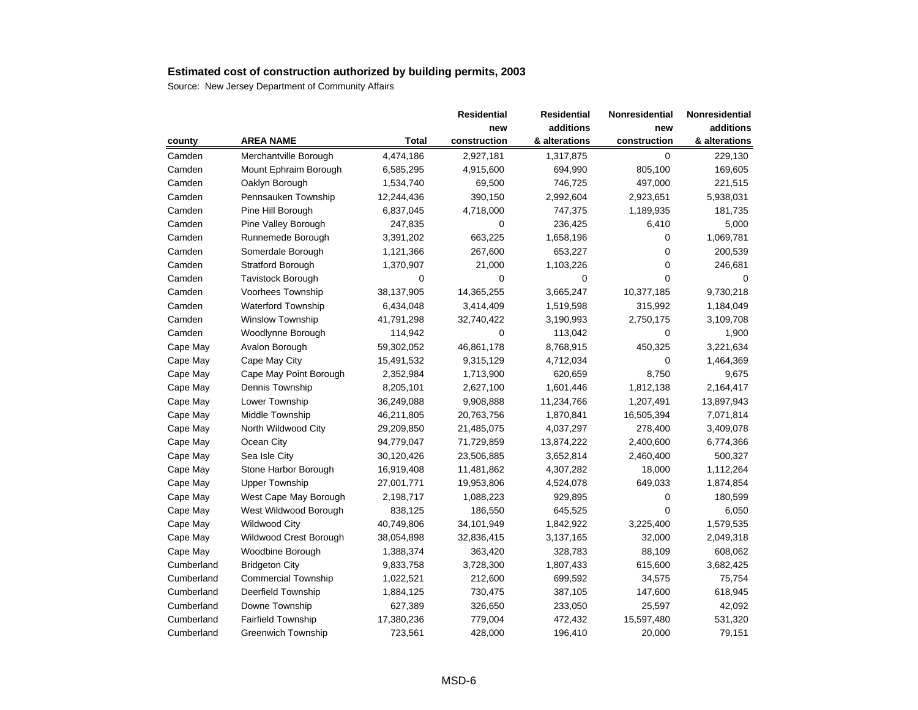## Estimated cost of construction authorized by building permits, 2003

Source: New Jersey Department of Community Affairs

| county | AREA NAME | Total | Residential new construction | Residential additions & alterations | Nonresidential new construction | Nonresidential additions & alterations |
|---|---|---|---|---|---|---|
| Camden | Merchantville Borough | 4,474,186 | 2,927,181 | 1,317,875 | 0 | 229,130 |
| Camden | Mount Ephraim Borough | 6,585,295 | 4,915,600 | 694,990 | 805,100 | 169,605 |
| Camden | Oaklyn Borough | 1,534,740 | 69,500 | 746,725 | 497,000 | 221,515 |
| Camden | Pennsauken Township | 12,244,436 | 390,150 | 2,992,604 | 2,923,651 | 5,938,031 |
| Camden | Pine Hill Borough | 6,837,045 | 4,718,000 | 747,375 | 1,189,935 | 181,735 |
| Camden | Pine Valley Borough | 247,835 | 0 | 236,425 | 6,410 | 5,000 |
| Camden | Runnemede Borough | 3,391,202 | 663,225 | 1,658,196 | 0 | 1,069,781 |
| Camden | Somerdale Borough | 1,121,366 | 267,600 | 653,227 | 0 | 200,539 |
| Camden | Stratford Borough | 1,370,907 | 21,000 | 1,103,226 | 0 | 246,681 |
| Camden | Tavistock Borough | 0 | 0 | 0 | 0 | 0 |
| Camden | Voorhees Township | 38,137,905 | 14,365,255 | 3,665,247 | 10,377,185 | 9,730,218 |
| Camden | Waterford Township | 6,434,048 | 3,414,409 | 1,519,598 | 315,992 | 1,184,049 |
| Camden | Winslow Township | 41,791,298 | 32,740,422 | 3,190,993 | 2,750,175 | 3,109,708 |
| Camden | Woodlynne Borough | 114,942 | 0 | 113,042 | 0 | 1,900 |
| Cape May | Avalon Borough | 59,302,052 | 46,861,178 | 8,768,915 | 450,325 | 3,221,634 |
| Cape May | Cape May City | 15,491,532 | 9,315,129 | 4,712,034 | 0 | 1,464,369 |
| Cape May | Cape May Point Borough | 2,352,984 | 1,713,900 | 620,659 | 8,750 | 9,675 |
| Cape May | Dennis Township | 8,205,101 | 2,627,100 | 1,601,446 | 1,812,138 | 2,164,417 |
| Cape May | Lower Township | 36,249,088 | 9,908,888 | 11,234,766 | 1,207,491 | 13,897,943 |
| Cape May | Middle Township | 46,211,805 | 20,763,756 | 1,870,841 | 16,505,394 | 7,071,814 |
| Cape May | North Wildwood City | 29,209,850 | 21,485,075 | 4,037,297 | 278,400 | 3,409,078 |
| Cape May | Ocean City | 94,779,047 | 71,729,859 | 13,874,222 | 2,400,600 | 6,774,366 |
| Cape May | Sea Isle City | 30,120,426 | 23,506,885 | 3,652,814 | 2,460,400 | 500,327 |
| Cape May | Stone Harbor Borough | 16,919,408 | 11,481,862 | 4,307,282 | 18,000 | 1,112,264 |
| Cape May | Upper Township | 27,001,771 | 19,953,806 | 4,524,078 | 649,033 | 1,874,854 |
| Cape May | West Cape May Borough | 2,198,717 | 1,088,223 | 929,895 | 0 | 180,599 |
| Cape May | West Wildwood Borough | 838,125 | 186,550 | 645,525 | 0 | 6,050 |
| Cape May | Wildwood City | 40,749,806 | 34,101,949 | 1,842,922 | 3,225,400 | 1,579,535 |
| Cape May | Wildwood Crest Borough | 38,054,898 | 32,836,415 | 3,137,165 | 32,000 | 2,049,318 |
| Cape May | Woodbine Borough | 1,388,374 | 363,420 | 328,783 | 88,109 | 608,062 |
| Cumberland | Bridgeton City | 9,833,758 | 3,728,300 | 1,807,433 | 615,600 | 3,682,425 |
| Cumberland | Commercial Township | 1,022,521 | 212,600 | 699,592 | 34,575 | 75,754 |
| Cumberland | Deerfield Township | 1,884,125 | 730,475 | 387,105 | 147,600 | 618,945 |
| Cumberland | Downe Township | 627,389 | 326,650 | 233,050 | 25,597 | 42,092 |
| Cumberland | Fairfield Township | 17,380,236 | 779,004 | 472,432 | 15,597,480 | 531,320 |
| Cumberland | Greenwich Township | 723,561 | 428,000 | 196,410 | 20,000 | 79,151 |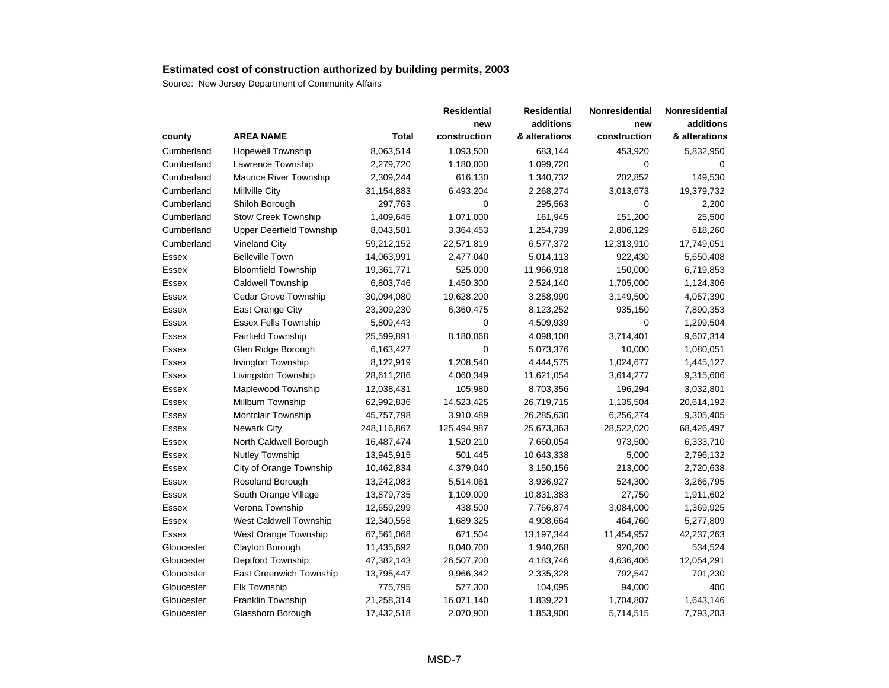## Estimated cost of construction authorized by building permits, 2003

Source: New Jersey Department of Community Affairs

| county | AREA NAME | Total | Residential new construction | Residential additions & alterations | Nonresidential new construction | Nonresidential additions & alterations |
|---|---|---|---|---|---|---|
| Cumberland | Hopewell Township | 8,063,514 | 1,093,500 | 683,144 | 453,920 | 5,832,950 |
| Cumberland | Lawrence Township | 2,279,720 | 1,180,000 | 1,099,720 | 0 | 0 |
| Cumberland | Maurice River Township | 2,309,244 | 616,130 | 1,340,732 | 202,852 | 149,530 |
| Cumberland | Millville City | 31,154,883 | 6,493,204 | 2,268,274 | 3,013,673 | 19,379,732 |
| Cumberland | Shiloh Borough | 297,763 | 0 | 295,563 | 0 | 2,200 |
| Cumberland | Stow Creek Township | 1,409,645 | 1,071,000 | 161,945 | 151,200 | 25,500 |
| Cumberland | Upper Deerfield Township | 8,043,581 | 3,364,453 | 1,254,739 | 2,806,129 | 618,260 |
| Cumberland | Vineland City | 59,212,152 | 22,571,819 | 6,577,372 | 12,313,910 | 17,749,051 |
| Essex | Belleville Town | 14,063,991 | 2,477,040 | 5,014,113 | 922,430 | 5,650,408 |
| Essex | Bloomfield Township | 19,361,771 | 525,000 | 11,966,918 | 150,000 | 6,719,853 |
| Essex | Caldwell Township | 6,803,746 | 1,450,300 | 2,524,140 | 1,705,000 | 1,124,306 |
| Essex | Cedar Grove Township | 30,094,080 | 19,628,200 | 3,258,990 | 3,149,500 | 4,057,390 |
| Essex | East Orange City | 23,309,230 | 6,360,475 | 8,123,252 | 935,150 | 7,890,353 |
| Essex | Essex Fells Township | 5,809,443 | 0 | 4,509,939 | 0 | 1,299,504 |
| Essex | Fairfield Township | 25,599,891 | 8,180,068 | 4,098,108 | 3,714,401 | 9,607,314 |
| Essex | Glen Ridge Borough | 6,163,427 | 0 | 5,073,376 | 10,000 | 1,080,051 |
| Essex | Irvington Township | 8,122,919 | 1,208,540 | 4,444,575 | 1,024,677 | 1,445,127 |
| Essex | Livingston Township | 28,611,286 | 4,060,349 | 11,621,054 | 3,614,277 | 9,315,606 |
| Essex | Maplewood Township | 12,038,431 | 105,980 | 8,703,356 | 196,294 | 3,032,801 |
| Essex | Millburn Township | 62,992,836 | 14,523,425 | 26,719,715 | 1,135,504 | 20,614,192 |
| Essex | Montclair Township | 45,757,798 | 3,910,489 | 26,285,630 | 6,256,274 | 9,305,405 |
| Essex | Newark City | 248,116,867 | 125,494,987 | 25,673,363 | 28,522,020 | 68,426,497 |
| Essex | North Caldwell Borough | 16,487,474 | 1,520,210 | 7,660,054 | 973,500 | 6,333,710 |
| Essex | Nutley Township | 13,945,915 | 501,445 | 10,643,338 | 5,000 | 2,796,132 |
| Essex | City of Orange Township | 10,462,834 | 4,379,040 | 3,150,156 | 213,000 | 2,720,638 |
| Essex | Roseland Borough | 13,242,083 | 5,514,061 | 3,936,927 | 524,300 | 3,266,795 |
| Essex | South Orange Village | 13,879,735 | 1,109,000 | 10,831,383 | 27,750 | 1,911,602 |
| Essex | Verona Township | 12,659,299 | 438,500 | 7,766,874 | 3,084,000 | 1,369,925 |
| Essex | West Caldwell Township | 12,340,558 | 1,689,325 | 4,908,664 | 464,760 | 5,277,809 |
| Essex | West Orange Township | 67,561,068 | 671,504 | 13,197,344 | 11,454,957 | 42,237,263 |
| Gloucester | Clayton Borough | 11,435,692 | 8,040,700 | 1,940,268 | 920,200 | 534,524 |
| Gloucester | Deptford Township | 47,382,143 | 26,507,700 | 4,183,746 | 4,636,406 | 12,054,291 |
| Gloucester | East Greenwich Township | 13,795,447 | 9,966,342 | 2,335,328 | 792,547 | 701,230 |
| Gloucester | Elk Township | 775,795 | 577,300 | 104,095 | 94,000 | 400 |
| Gloucester | Franklin Township | 21,258,314 | 16,071,140 | 1,839,221 | 1,704,807 | 1,643,146 |
| Gloucester | Glassboro Borough | 17,432,518 | 2,070,900 | 1,853,900 | 5,714,515 | 7,793,203 |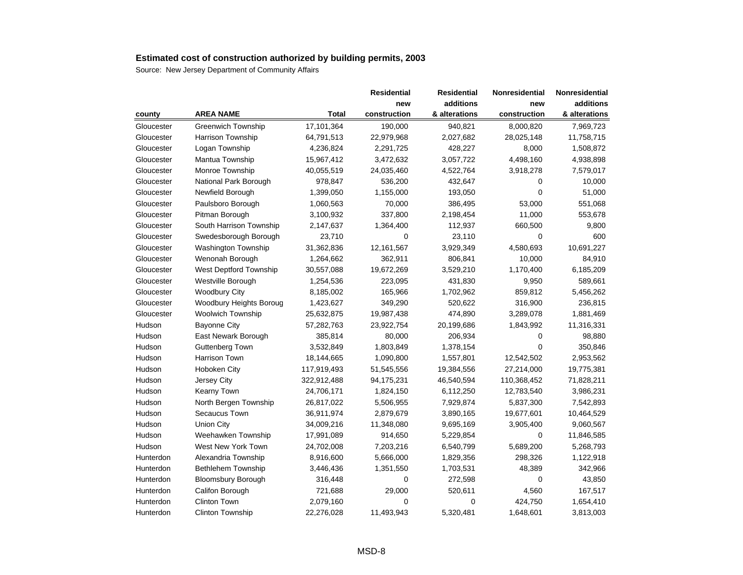## Estimated cost of construction authorized by building permits, 2003

Source: New Jersey Department of Community Affairs

| county | AREA NAME | Total | Residential new construction | Residential additions & alterations | Nonresidential new construction | Nonresidential additions & alterations |
|---|---|---|---|---|---|---|
| Gloucester | Greenwich Township | 17,101,364 | 190,000 | 940,821 | 8,000,820 | 7,969,723 |
| Gloucester | Harrison Township | 64,791,513 | 22,979,968 | 2,027,682 | 28,025,148 | 11,758,715 |
| Gloucester | Logan Township | 4,236,824 | 2,291,725 | 428,227 | 8,000 | 1,508,872 |
| Gloucester | Mantua Township | 15,967,412 | 3,472,632 | 3,057,722 | 4,498,160 | 4,938,898 |
| Gloucester | Monroe Township | 40,055,519 | 24,035,460 | 4,522,764 | 3,918,278 | 7,579,017 |
| Gloucester | National Park Borough | 978,847 | 536,200 | 432,647 | 0 | 10,000 |
| Gloucester | Newfield Borough | 1,399,050 | 1,155,000 | 193,050 | 0 | 51,000 |
| Gloucester | Paulsboro Borough | 1,060,563 | 70,000 | 386,495 | 53,000 | 551,068 |
| Gloucester | Pitman Borough | 3,100,932 | 337,800 | 2,198,454 | 11,000 | 553,678 |
| Gloucester | South Harrison Township | 2,147,637 | 1,364,400 | 112,937 | 660,500 | 9,800 |
| Gloucester | Swedesborough Borough | 23,710 | 0 | 23,110 | 0 | 600 |
| Gloucester | Washington Township | 31,362,836 | 12,161,567 | 3,929,349 | 4,580,693 | 10,691,227 |
| Gloucester | Wenonah Borough | 1,264,662 | 362,911 | 806,841 | 10,000 | 84,910 |
| Gloucester | West Deptford Township | 30,557,088 | 19,672,269 | 3,529,210 | 1,170,400 | 6,185,209 |
| Gloucester | Westville Borough | 1,254,536 | 223,095 | 431,830 | 9,950 | 589,661 |
| Gloucester | Woodbury City | 8,185,002 | 165,966 | 1,702,962 | 859,812 | 5,456,262 |
| Gloucester | Woodbury Heights Boroug | 1,423,627 | 349,290 | 520,622 | 316,900 | 236,815 |
| Gloucester | Woolwich Township | 25,632,875 | 19,987,438 | 474,890 | 3,289,078 | 1,881,469 |
| Hudson | Bayonne City | 57,282,763 | 23,922,754 | 20,199,686 | 1,843,992 | 11,316,331 |
| Hudson | East Newark Borough | 385,814 | 80,000 | 206,934 | 0 | 98,880 |
| Hudson | Guttenberg Town | 3,532,849 | 1,803,849 | 1,378,154 | 0 | 350,846 |
| Hudson | Harrison Town | 18,144,665 | 1,090,800 | 1,557,801 | 12,542,502 | 2,953,562 |
| Hudson | Hoboken City | 117,919,493 | 51,545,556 | 19,384,556 | 27,214,000 | 19,775,381 |
| Hudson | Jersey City | 322,912,488 | 94,175,231 | 46,540,594 | 110,368,452 | 71,828,211 |
| Hudson | Kearny Town | 24,706,171 | 1,824,150 | 6,112,250 | 12,783,540 | 3,986,231 |
| Hudson | North Bergen Township | 26,817,022 | 5,506,955 | 7,929,874 | 5,837,300 | 7,542,893 |
| Hudson | Secaucus Town | 36,911,974 | 2,879,679 | 3,890,165 | 19,677,601 | 10,464,529 |
| Hudson | Union City | 34,009,216 | 11,348,080 | 9,695,169 | 3,905,400 | 9,060,567 |
| Hudson | Weehawken Township | 17,991,089 | 914,650 | 5,229,854 | 0 | 11,846,585 |
| Hudson | West New York Town | 24,702,008 | 7,203,216 | 6,540,799 | 5,689,200 | 5,268,793 |
| Hunterdon | Alexandria Township | 8,916,600 | 5,666,000 | 1,829,356 | 298,326 | 1,122,918 |
| Hunterdon | Bethlehem Township | 3,446,436 | 1,351,550 | 1,703,531 | 48,389 | 342,966 |
| Hunterdon | Bloomsbury Borough | 316,448 | 0 | 272,598 | 0 | 43,850 |
| Hunterdon | Califon Borough | 721,688 | 29,000 | 520,611 | 4,560 | 167,517 |
| Hunterdon | Clinton Town | 2,079,160 | 0 | 0 | 424,750 | 1,654,410 |
| Hunterdon | Clinton Township | 22,276,028 | 11,493,943 | 5,320,481 | 1,648,601 | 3,813,003 |

MSD-8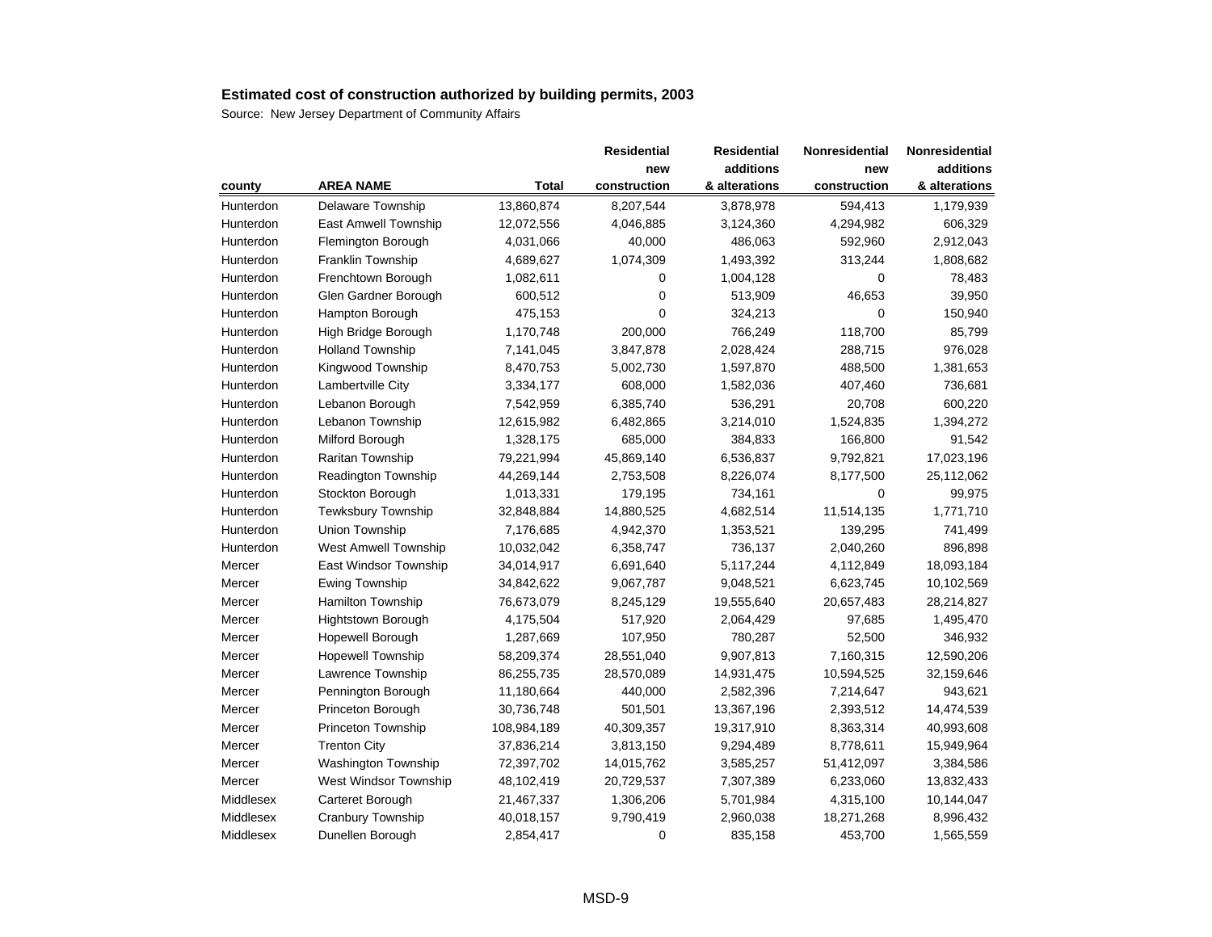**Estimated cost of construction authorized by building permits, 2003**

Source: New Jersey Department of Community Affairs

| county | AREA NAME | Total | Residential new construction | Residential additions & alterations | Nonresidential new construction | Nonresidential additions & alterations |
|---|---|---|---|---|---|---|
| Hunterdon | Delaware Township | 13,860,874 | 8,207,544 | 3,878,978 | 594,413 | 1,179,939 |
| Hunterdon | East Amwell Township | 12,072,556 | 4,046,885 | 3,124,360 | 4,294,982 | 606,329 |
| Hunterdon | Flemington Borough | 4,031,066 | 40,000 | 486,063 | 592,960 | 2,912,043 |
| Hunterdon | Franklin Township | 4,689,627 | 1,074,309 | 1,493,392 | 313,244 | 1,808,682 |
| Hunterdon | Frenchtown Borough | 1,082,611 | 0 | 1,004,128 | 0 | 78,483 |
| Hunterdon | Glen Gardner Borough | 600,512 | 0 | 513,909 | 46,653 | 39,950 |
| Hunterdon | Hampton Borough | 475,153 | 0 | 324,213 | 0 | 150,940 |
| Hunterdon | High Bridge Borough | 1,170,748 | 200,000 | 766,249 | 118,700 | 85,799 |
| Hunterdon | Holland Township | 7,141,045 | 3,847,878 | 2,028,424 | 288,715 | 976,028 |
| Hunterdon | Kingwood Township | 8,470,753 | 5,002,730 | 1,597,870 | 488,500 | 1,381,653 |
| Hunterdon | Lambertville City | 3,334,177 | 608,000 | 1,582,036 | 407,460 | 736,681 |
| Hunterdon | Lebanon Borough | 7,542,959 | 6,385,740 | 536,291 | 20,708 | 600,220 |
| Hunterdon | Lebanon Township | 12,615,982 | 6,482,865 | 3,214,010 | 1,524,835 | 1,394,272 |
| Hunterdon | Milford Borough | 1,328,175 | 685,000 | 384,833 | 166,800 | 91,542 |
| Hunterdon | Raritan Township | 79,221,994 | 45,869,140 | 6,536,837 | 9,792,821 | 17,023,196 |
| Hunterdon | Readington Township | 44,269,144 | 2,753,508 | 8,226,074 | 8,177,500 | 25,112,062 |
| Hunterdon | Stockton Borough | 1,013,331 | 179,195 | 734,161 | 0 | 99,975 |
| Hunterdon | Tewksbury Township | 32,848,884 | 14,880,525 | 4,682,514 | 11,514,135 | 1,771,710 |
| Hunterdon | Union Township | 7,176,685 | 4,942,370 | 1,353,521 | 139,295 | 741,499 |
| Hunterdon | West Amwell Township | 10,032,042 | 6,358,747 | 736,137 | 2,040,260 | 896,898 |
| Mercer | East Windsor Township | 34,014,917 | 6,691,640 | 5,117,244 | 4,112,849 | 18,093,184 |
| Mercer | Ewing Township | 34,842,622 | 9,067,787 | 9,048,521 | 6,623,745 | 10,102,569 |
| Mercer | Hamilton Township | 76,673,079 | 8,245,129 | 19,555,640 | 20,657,483 | 28,214,827 |
| Mercer | Hightstown Borough | 4,175,504 | 517,920 | 2,064,429 | 97,685 | 1,495,470 |
| Mercer | Hopewell Borough | 1,287,669 | 107,950 | 780,287 | 52,500 | 346,932 |
| Mercer | Hopewell Township | 58,209,374 | 28,551,040 | 9,907,813 | 7,160,315 | 12,590,206 |
| Mercer | Lawrence Township | 86,255,735 | 28,570,089 | 14,931,475 | 10,594,525 | 32,159,646 |
| Mercer | Pennington Borough | 11,180,664 | 440,000 | 2,582,396 | 7,214,647 | 943,621 |
| Mercer | Princeton Borough | 30,736,748 | 501,501 | 13,367,196 | 2,393,512 | 14,474,539 |
| Mercer | Princeton Township | 108,984,189 | 40,309,357 | 19,317,910 | 8,363,314 | 40,993,608 |
| Mercer | Trenton City | 37,836,214 | 3,813,150 | 9,294,489 | 8,778,611 | 15,949,964 |
| Mercer | Washington Township | 72,397,702 | 14,015,762 | 3,585,257 | 51,412,097 | 3,384,586 |
| Mercer | West Windsor Township | 48,102,419 | 20,729,537 | 7,307,389 | 6,233,060 | 13,832,433 |
| Middlesex | Carteret Borough | 21,467,337 | 1,306,206 | 5,701,984 | 4,315,100 | 10,144,047 |
| Middlesex | Cranbury Township | 40,018,157 | 9,790,419 | 2,960,038 | 18,271,268 | 8,996,432 |
| Middlesex | Dunellen Borough | 2,854,417 | 0 | 835,158 | 453,700 | 1,565,559 |

MSD-9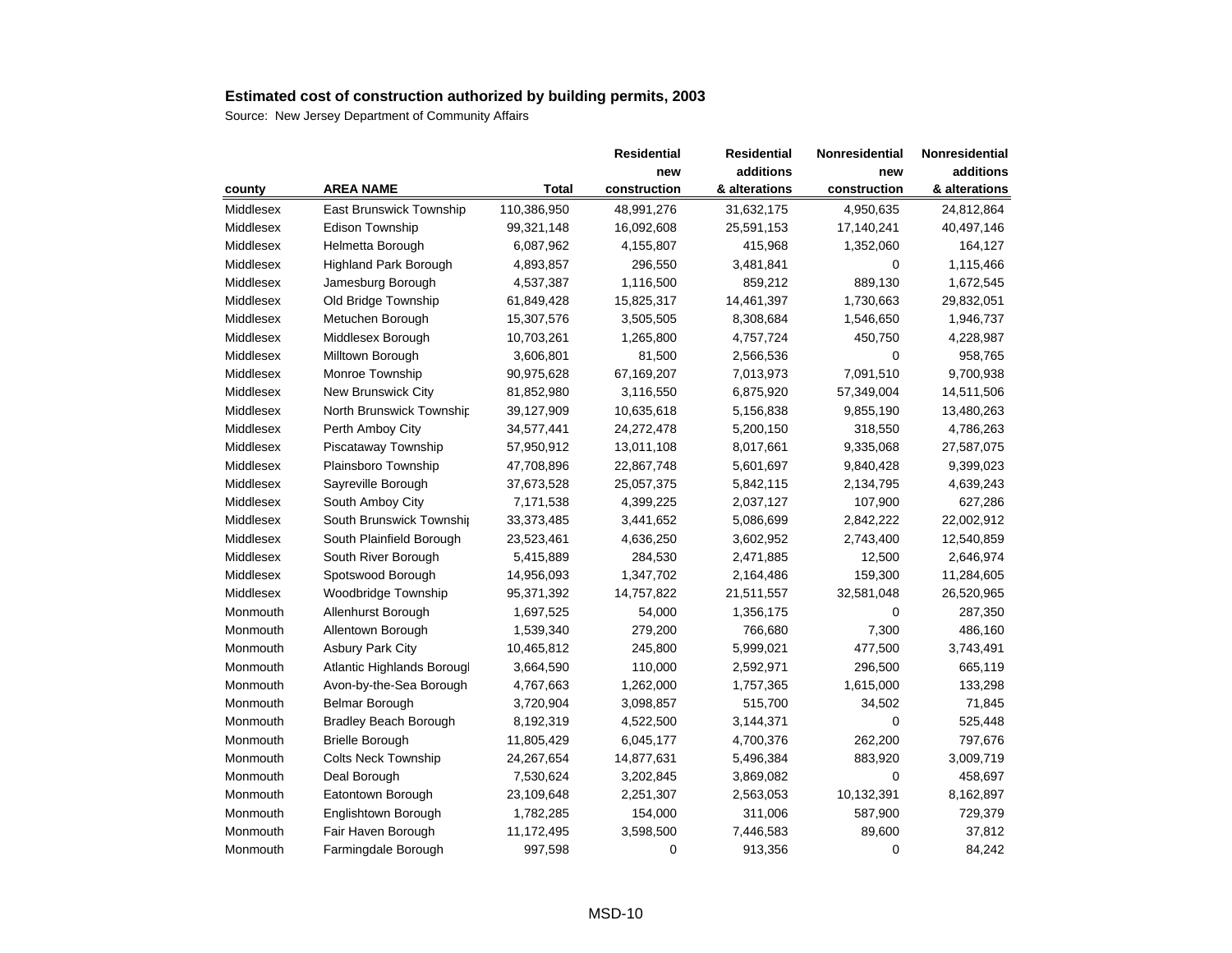## Estimated cost of construction authorized by building permits, 2003

Source: New Jersey Department of Community Affairs

| county | AREA NAME | Total | Residential new construction | Residential additions & alterations | Nonresidential new construction | Nonresidential additions & alterations |
|---|---|---|---|---|---|---|
| Middlesex | East Brunswick Township | 110,386,950 | 48,991,276 | 31,632,175 | 4,950,635 | 24,812,864 |
| Middlesex | Edison Township | 99,321,148 | 16,092,608 | 25,591,153 | 17,140,241 | 40,497,146 |
| Middlesex | Helmetta Borough | 6,087,962 | 4,155,807 | 415,968 | 1,352,060 | 164,127 |
| Middlesex | Highland Park Borough | 4,893,857 | 296,550 | 3,481,841 | 0 | 1,115,466 |
| Middlesex | Jamesburg Borough | 4,537,387 | 1,116,500 | 859,212 | 889,130 | 1,672,545 |
| Middlesex | Old Bridge Township | 61,849,428 | 15,825,317 | 14,461,397 | 1,730,663 | 29,832,051 |
| Middlesex | Metuchen Borough | 15,307,576 | 3,505,505 | 8,308,684 | 1,546,650 | 1,946,737 |
| Middlesex | Middlesex Borough | 10,703,261 | 1,265,800 | 4,757,724 | 450,750 | 4,228,987 |
| Middlesex | Milltown Borough | 3,606,801 | 81,500 | 2,566,536 | 0 | 958,765 |
| Middlesex | Monroe Township | 90,975,628 | 67,169,207 | 7,013,973 | 7,091,510 | 9,700,938 |
| Middlesex | New Brunswick City | 81,852,980 | 3,116,550 | 6,875,920 | 57,349,004 | 14,511,506 |
| Middlesex | North Brunswick Township | 39,127,909 | 10,635,618 | 5,156,838 | 9,855,190 | 13,480,263 |
| Middlesex | Perth Amboy City | 34,577,441 | 24,272,478 | 5,200,150 | 318,550 | 4,786,263 |
| Middlesex | Piscataway Township | 57,950,912 | 13,011,108 | 8,017,661 | 9,335,068 | 27,587,075 |
| Middlesex | Plainsboro Township | 47,708,896 | 22,867,748 | 5,601,697 | 9,840,428 | 9,399,023 |
| Middlesex | Sayreville Borough | 37,673,528 | 25,057,375 | 5,842,115 | 2,134,795 | 4,639,243 |
| Middlesex | South Amboy City | 7,171,538 | 4,399,225 | 2,037,127 | 107,900 | 627,286 |
| Middlesex | South Brunswick Township | 33,373,485 | 3,441,652 | 5,086,699 | 2,842,222 | 22,002,912 |
| Middlesex | South Plainfield Borough | 23,523,461 | 4,636,250 | 3,602,952 | 2,743,400 | 12,540,859 |
| Middlesex | South River Borough | 5,415,889 | 284,530 | 2,471,885 | 12,500 | 2,646,974 |
| Middlesex | Spotswood Borough | 14,956,093 | 1,347,702 | 2,164,486 | 159,300 | 11,284,605 |
| Middlesex | Woodbridge Township | 95,371,392 | 14,757,822 | 21,511,557 | 32,581,048 | 26,520,965 |
| Monmouth | Allenhurst Borough | 1,697,525 | 54,000 | 1,356,175 | 0 | 287,350 |
| Monmouth | Allentown Borough | 1,539,340 | 279,200 | 766,680 | 7,300 | 486,160 |
| Monmouth | Asbury Park City | 10,465,812 | 245,800 | 5,999,021 | 477,500 | 3,743,491 |
| Monmouth | Atlantic Highlands Borough | 3,664,590 | 110,000 | 2,592,971 | 296,500 | 665,119 |
| Monmouth | Avon-by-the-Sea Borough | 4,767,663 | 1,262,000 | 1,757,365 | 1,615,000 | 133,298 |
| Monmouth | Belmar Borough | 3,720,904 | 3,098,857 | 515,700 | 34,502 | 71,845 |
| Monmouth | Bradley Beach Borough | 8,192,319 | 4,522,500 | 3,144,371 | 0 | 525,448 |
| Monmouth | Brielle Borough | 11,805,429 | 6,045,177 | 4,700,376 | 262,200 | 797,676 |
| Monmouth | Colts Neck Township | 24,267,654 | 14,877,631 | 5,496,384 | 883,920 | 3,009,719 |
| Monmouth | Deal Borough | 7,530,624 | 3,202,845 | 3,869,082 | 0 | 458,697 |
| Monmouth | Eatontown Borough | 23,109,648 | 2,251,307 | 2,563,053 | 10,132,391 | 8,162,897 |
| Monmouth | Englishtown Borough | 1,782,285 | 154,000 | 311,006 | 587,900 | 729,379 |
| Monmouth | Fair Haven Borough | 11,172,495 | 3,598,500 | 7,446,583 | 89,600 | 37,812 |
| Monmouth | Farmingdale Borough | 997,598 | 0 | 913,356 | 0 | 84,242 |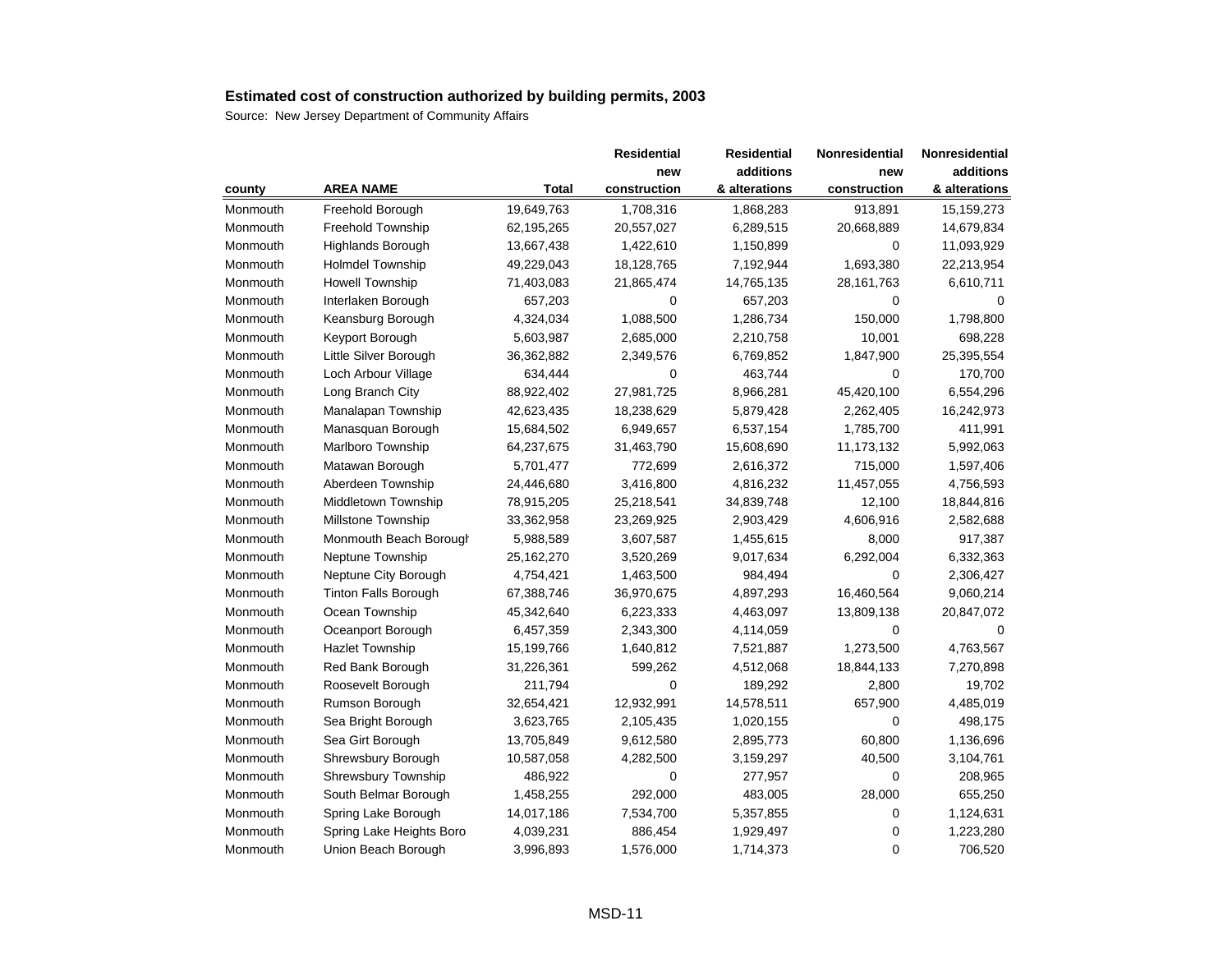**Estimated cost of construction authorized by building permits, 2003**

Source: New Jersey Department of Community Affairs

| county | AREA NAME | Total | Residential new construction | Residential additions & alterations | Nonresidential new construction | Nonresidential additions & alterations |
|---|---|---|---|---|---|---|
| Monmouth | Freehold Borough | 19,649,763 | 1,708,316 | 1,868,283 | 913,891 | 15,159,273 |
| Monmouth | Freehold Township | 62,195,265 | 20,557,027 | 6,289,515 | 20,668,889 | 14,679,834 |
| Monmouth | Highlands Borough | 13,667,438 | 1,422,610 | 1,150,899 | 0 | 11,093,929 |
| Monmouth | Holmdel Township | 49,229,043 | 18,128,765 | 7,192,944 | 1,693,380 | 22,213,954 |
| Monmouth | Howell Township | 71,403,083 | 21,865,474 | 14,765,135 | 28,161,763 | 6,610,711 |
| Monmouth | Interlaken Borough | 657,203 | 0 | 657,203 | 0 | 0 |
| Monmouth | Keansburg Borough | 4,324,034 | 1,088,500 | 1,286,734 | 150,000 | 1,798,800 |
| Monmouth | Keyport Borough | 5,603,987 | 2,685,000 | 2,210,758 | 10,001 | 698,228 |
| Monmouth | Little Silver Borough | 36,362,882 | 2,349,576 | 6,769,852 | 1,847,900 | 25,395,554 |
| Monmouth | Loch Arbour Village | 634,444 | 0 | 463,744 | 0 | 170,700 |
| Monmouth | Long Branch City | 88,922,402 | 27,981,725 | 8,966,281 | 45,420,100 | 6,554,296 |
| Monmouth | Manalapan Township | 42,623,435 | 18,238,629 | 5,879,428 | 2,262,405 | 16,242,973 |
| Monmouth | Manasquan Borough | 15,684,502 | 6,949,657 | 6,537,154 | 1,785,700 | 411,991 |
| Monmouth | Marlboro Township | 64,237,675 | 31,463,790 | 15,608,690 | 11,173,132 | 5,992,063 |
| Monmouth | Matawan Borough | 5,701,477 | 772,699 | 2,616,372 | 715,000 | 1,597,406 |
| Monmouth | Aberdeen Township | 24,446,680 | 3,416,800 | 4,816,232 | 11,457,055 | 4,756,593 |
| Monmouth | Middletown Township | 78,915,205 | 25,218,541 | 34,839,748 | 12,100 | 18,844,816 |
| Monmouth | Millstone Township | 33,362,958 | 23,269,925 | 2,903,429 | 4,606,916 | 2,582,688 |
| Monmouth | Monmouth Beach Borough | 5,988,589 | 3,607,587 | 1,455,615 | 8,000 | 917,387 |
| Monmouth | Neptune Township | 25,162,270 | 3,520,269 | 9,017,634 | 6,292,004 | 6,332,363 |
| Monmouth | Neptune City Borough | 4,754,421 | 1,463,500 | 984,494 | 0 | 2,306,427 |
| Monmouth | Tinton Falls Borough | 67,388,746 | 36,970,675 | 4,897,293 | 16,460,564 | 9,060,214 |
| Monmouth | Ocean Township | 45,342,640 | 6,223,333 | 4,463,097 | 13,809,138 | 20,847,072 |
| Monmouth | Oceanport Borough | 6,457,359 | 2,343,300 | 4,114,059 | 0 | 0 |
| Monmouth | Hazlet Township | 15,199,766 | 1,640,812 | 7,521,887 | 1,273,500 | 4,763,567 |
| Monmouth | Red Bank Borough | 31,226,361 | 599,262 | 4,512,068 | 18,844,133 | 7,270,898 |
| Monmouth | Roosevelt Borough | 211,794 | 0 | 189,292 | 2,800 | 19,702 |
| Monmouth | Rumson Borough | 32,654,421 | 12,932,991 | 14,578,511 | 657,900 | 4,485,019 |
| Monmouth | Sea Bright Borough | 3,623,765 | 2,105,435 | 1,020,155 | 0 | 498,175 |
| Monmouth | Sea Girt Borough | 13,705,849 | 9,612,580 | 2,895,773 | 60,800 | 1,136,696 |
| Monmouth | Shrewsbury Borough | 10,587,058 | 4,282,500 | 3,159,297 | 40,500 | 3,104,761 |
| Monmouth | Shrewsbury Township | 486,922 | 0 | 277,957 | 0 | 208,965 |
| Monmouth | South Belmar Borough | 1,458,255 | 292,000 | 483,005 | 28,000 | 655,250 |
| Monmouth | Spring Lake Borough | 14,017,186 | 7,534,700 | 5,357,855 | 0 | 1,124,631 |
| Monmouth | Spring Lake Heights Boro | 4,039,231 | 886,454 | 1,929,497 | 0 | 1,223,280 |
| Monmouth | Union Beach Borough | 3,996,893 | 1,576,000 | 1,714,373 | 0 | 706,520 |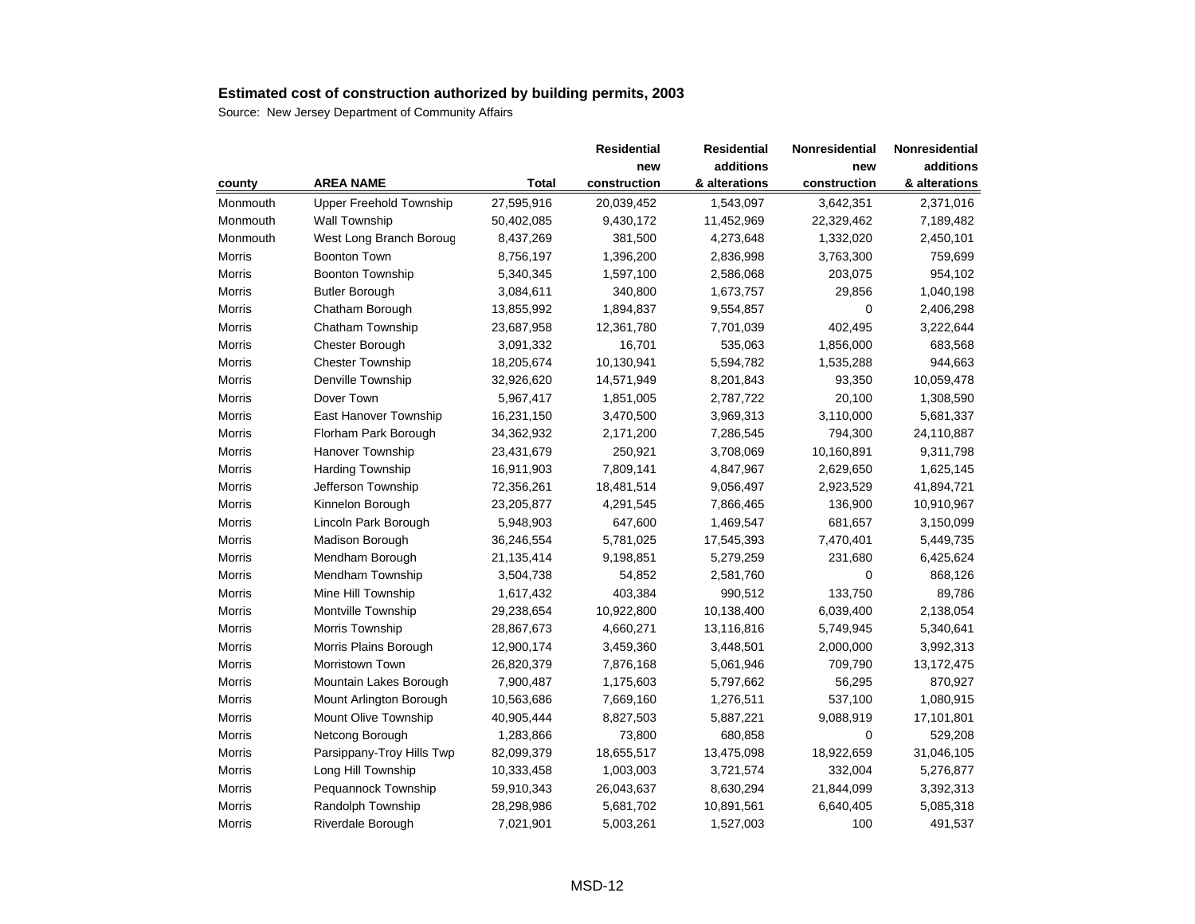# Estimated cost of construction authorized by building permits, 2003

Source: New Jersey Department of Community Affairs

| county | AREA NAME | Total | Residential new construction | Residential additions & alterations | Nonresidential new construction | Nonresidential additions & alterations |
|---|---|---|---|---|---|---|
| Monmouth | Upper Freehold Township | 27,595,916 | 20,039,452 | 1,543,097 | 3,642,351 | 2,371,016 |
| Monmouth | Wall Township | 50,402,085 | 9,430,172 | 11,452,969 | 22,329,462 | 7,189,482 |
| Monmouth | West Long Branch Boroug | 8,437,269 | 381,500 | 4,273,648 | 1,332,020 | 2,450,101 |
| Morris | Boonton Town | 8,756,197 | 1,396,200 | 2,836,998 | 3,763,300 | 759,699 |
| Morris | Boonton Township | 5,340,345 | 1,597,100 | 2,586,068 | 203,075 | 954,102 |
| Morris | Butler Borough | 3,084,611 | 340,800 | 1,673,757 | 29,856 | 1,040,198 |
| Morris | Chatham Borough | 13,855,992 | 1,894,837 | 9,554,857 | 0 | 2,406,298 |
| Morris | Chatham Township | 23,687,958 | 12,361,780 | 7,701,039 | 402,495 | 3,222,644 |
| Morris | Chester Borough | 3,091,332 | 16,701 | 535,063 | 1,856,000 | 683,568 |
| Morris | Chester Township | 18,205,674 | 10,130,941 | 5,594,782 | 1,535,288 | 944,663 |
| Morris | Denville Township | 32,926,620 | 14,571,949 | 8,201,843 | 93,350 | 10,059,478 |
| Morris | Dover Town | 5,967,417 | 1,851,005 | 2,787,722 | 20,100 | 1,308,590 |
| Morris | East Hanover Township | 16,231,150 | 3,470,500 | 3,969,313 | 3,110,000 | 5,681,337 |
| Morris | Florham Park Borough | 34,362,932 | 2,171,200 | 7,286,545 | 794,300 | 24,110,887 |
| Morris | Hanover Township | 23,431,679 | 250,921 | 3,708,069 | 10,160,891 | 9,311,798 |
| Morris | Harding Township | 16,911,903 | 7,809,141 | 4,847,967 | 2,629,650 | 1,625,145 |
| Morris | Jefferson Township | 72,356,261 | 18,481,514 | 9,056,497 | 2,923,529 | 41,894,721 |
| Morris | Kinnelon Borough | 23,205,877 | 4,291,545 | 7,866,465 | 136,900 | 10,910,967 |
| Morris | Lincoln Park Borough | 5,948,903 | 647,600 | 1,469,547 | 681,657 | 3,150,099 |
| Morris | Madison Borough | 36,246,554 | 5,781,025 | 17,545,393 | 7,470,401 | 5,449,735 |
| Morris | Mendham Borough | 21,135,414 | 9,198,851 | 5,279,259 | 231,680 | 6,425,624 |
| Morris | Mendham Township | 3,504,738 | 54,852 | 2,581,760 | 0 | 868,126 |
| Morris | Mine Hill Township | 1,617,432 | 403,384 | 990,512 | 133,750 | 89,786 |
| Morris | Montville Township | 29,238,654 | 10,922,800 | 10,138,400 | 6,039,400 | 2,138,054 |
| Morris | Morris Township | 28,867,673 | 4,660,271 | 13,116,816 | 5,749,945 | 5,340,641 |
| Morris | Morris Plains Borough | 12,900,174 | 3,459,360 | 3,448,501 | 2,000,000 | 3,992,313 |
| Morris | Morristown Town | 26,820,379 | 7,876,168 | 5,061,946 | 709,790 | 13,172,475 |
| Morris | Mountain Lakes Borough | 7,900,487 | 1,175,603 | 5,797,662 | 56,295 | 870,927 |
| Morris | Mount Arlington Borough | 10,563,686 | 7,669,160 | 1,276,511 | 537,100 | 1,080,915 |
| Morris | Mount Olive Township | 40,905,444 | 8,827,503 | 5,887,221 | 9,088,919 | 17,101,801 |
| Morris | Netcong Borough | 1,283,866 | 73,800 | 680,858 | 0 | 529,208 |
| Morris | Parsippany-Troy Hills Twp | 82,099,379 | 18,655,517 | 13,475,098 | 18,922,659 | 31,046,105 |
| Morris | Long Hill Township | 10,333,458 | 1,003,003 | 3,721,574 | 332,004 | 5,276,877 |
| Morris | Pequannock Township | 59,910,343 | 26,043,637 | 8,630,294 | 21,844,099 | 3,392,313 |
| Morris | Randolph Township | 28,298,986 | 5,681,702 | 10,891,561 | 6,640,405 | 5,085,318 |
| Morris | Riverdale Borough | 7,021,901 | 5,003,261 | 1,527,003 | 100 | 491,537 |

MSD-12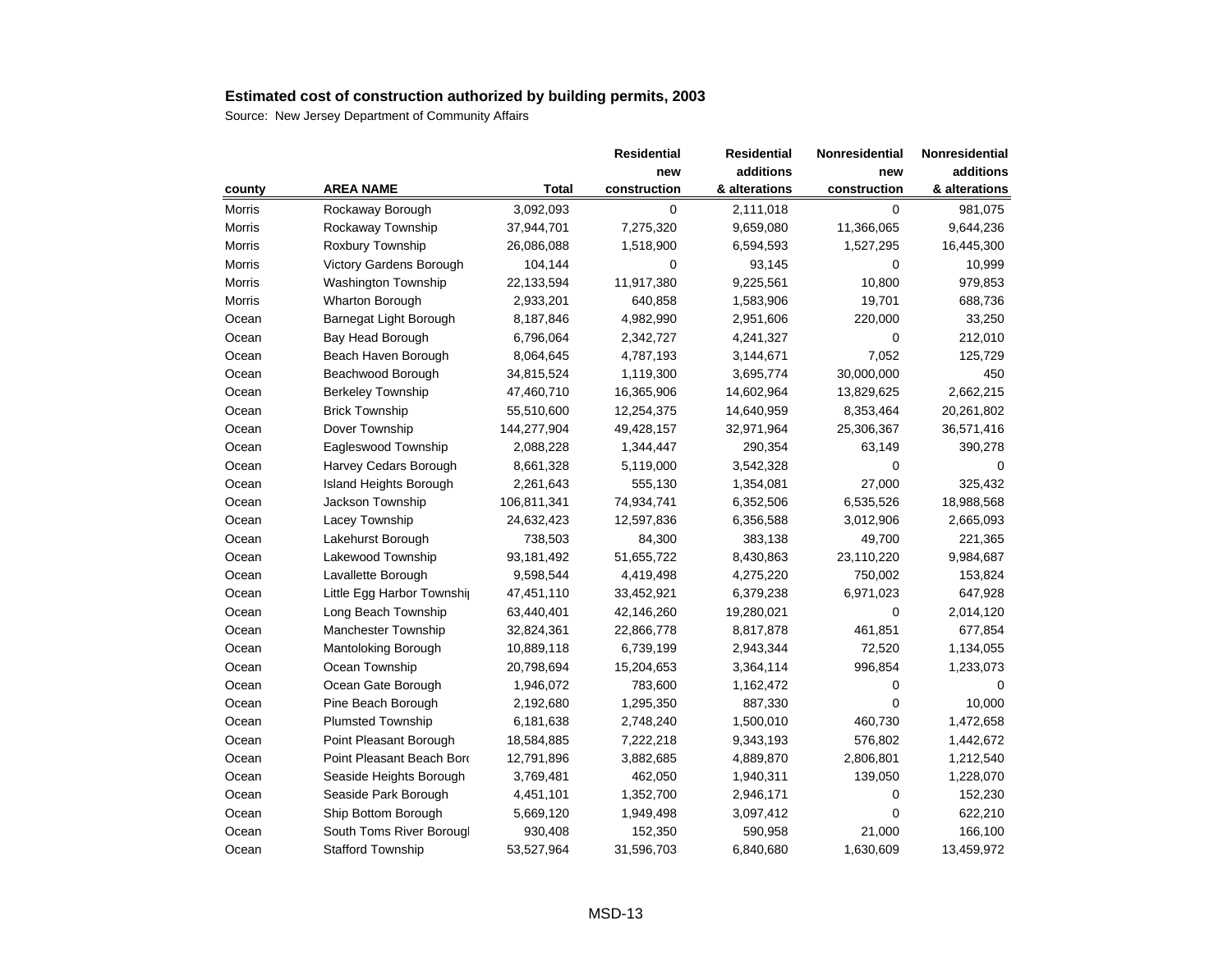## Estimated cost of construction authorized by building permits, 2003

Source: New Jersey Department of Community Affairs

| county | AREA NAME | Total | Residential new construction | Residential additions & alterations | Nonresidential new construction | Nonresidential additions & alterations |
|---|---|---|---|---|---|---|
| Morris | Rockaway Borough | 3,092,093 | 0 | 2,111,018 | 0 | 981,075 |
| Morris | Rockaway Township | 37,944,701 | 7,275,320 | 9,659,080 | 11,366,065 | 9,644,236 |
| Morris | Roxbury Township | 26,086,088 | 1,518,900 | 6,594,593 | 1,527,295 | 16,445,300 |
| Morris | Victory Gardens Borough | 104,144 | 0 | 93,145 | 0 | 10,999 |
| Morris | Washington Township | 22,133,594 | 11,917,380 | 9,225,561 | 10,800 | 979,853 |
| Morris | Wharton Borough | 2,933,201 | 640,858 | 1,583,906 | 19,701 | 688,736 |
| Ocean | Barnegat Light Borough | 8,187,846 | 4,982,990 | 2,951,606 | 220,000 | 33,250 |
| Ocean | Bay Head Borough | 6,796,064 | 2,342,727 | 4,241,327 | 0 | 212,010 |
| Ocean | Beach Haven Borough | 8,064,645 | 4,787,193 | 3,144,671 | 7,052 | 125,729 |
| Ocean | Beachwood Borough | 34,815,524 | 1,119,300 | 3,695,774 | 30,000,000 | 450 |
| Ocean | Berkeley Township | 47,460,710 | 16,365,906 | 14,602,964 | 13,829,625 | 2,662,215 |
| Ocean | Brick Township | 55,510,600 | 12,254,375 | 14,640,959 | 8,353,464 | 20,261,802 |
| Ocean | Dover Township | 144,277,904 | 49,428,157 | 32,971,964 | 25,306,367 | 36,571,416 |
| Ocean | Eagleswood Township | 2,088,228 | 1,344,447 | 290,354 | 63,149 | 390,278 |
| Ocean | Harvey Cedars Borough | 8,661,328 | 5,119,000 | 3,542,328 | 0 | 0 |
| Ocean | Island Heights Borough | 2,261,643 | 555,130 | 1,354,081 | 27,000 | 325,432 |
| Ocean | Jackson Township | 106,811,341 | 74,934,741 | 6,352,506 | 6,535,526 | 18,988,568 |
| Ocean | Lacey Township | 24,632,423 | 12,597,836 | 6,356,588 | 3,012,906 | 2,665,093 |
| Ocean | Lakehurst Borough | 738,503 | 84,300 | 383,138 | 49,700 | 221,365 |
| Ocean | Lakewood Township | 93,181,492 | 51,655,722 | 8,430,863 | 23,110,220 | 9,984,687 |
| Ocean | Lavallette Borough | 9,598,544 | 4,419,498 | 4,275,220 | 750,002 | 153,824 |
| Ocean | Little Egg Harbor Townshi | 47,451,110 | 33,452,921 | 6,379,238 | 6,971,023 | 647,928 |
| Ocean | Long Beach Township | 63,440,401 | 42,146,260 | 19,280,021 | 0 | 2,014,120 |
| Ocean | Manchester Township | 32,824,361 | 22,866,778 | 8,817,878 | 461,851 | 677,854 |
| Ocean | Mantoloking Borough | 10,889,118 | 6,739,199 | 2,943,344 | 72,520 | 1,134,055 |
| Ocean | Ocean Township | 20,798,694 | 15,204,653 | 3,364,114 | 996,854 | 1,233,073 |
| Ocean | Ocean Gate Borough | 1,946,072 | 783,600 | 1,162,472 | 0 | 0 |
| Ocean | Pine Beach Borough | 2,192,680 | 1,295,350 | 887,330 | 0 | 10,000 |
| Ocean | Plumsted Township | 6,181,638 | 2,748,240 | 1,500,010 | 460,730 | 1,472,658 |
| Ocean | Point Pleasant Borough | 18,584,885 | 7,222,218 | 9,343,193 | 576,802 | 1,442,672 |
| Ocean | Point Pleasant Beach Boro | 12,791,896 | 3,882,685 | 4,889,870 | 2,806,801 | 1,212,540 |
| Ocean | Seaside Heights Borough | 3,769,481 | 462,050 | 1,940,311 | 139,050 | 1,228,070 |
| Ocean | Seaside Park Borough | 4,451,101 | 1,352,700 | 2,946,171 | 0 | 152,230 |
| Ocean | Ship Bottom Borough | 5,669,120 | 1,949,498 | 3,097,412 | 0 | 622,210 |
| Ocean | South Toms River Boroug | 930,408 | 152,350 | 590,958 | 21,000 | 166,100 |
| Ocean | Stafford Township | 53,527,964 | 31,596,703 | 6,840,680 | 1,630,609 | 13,459,972 |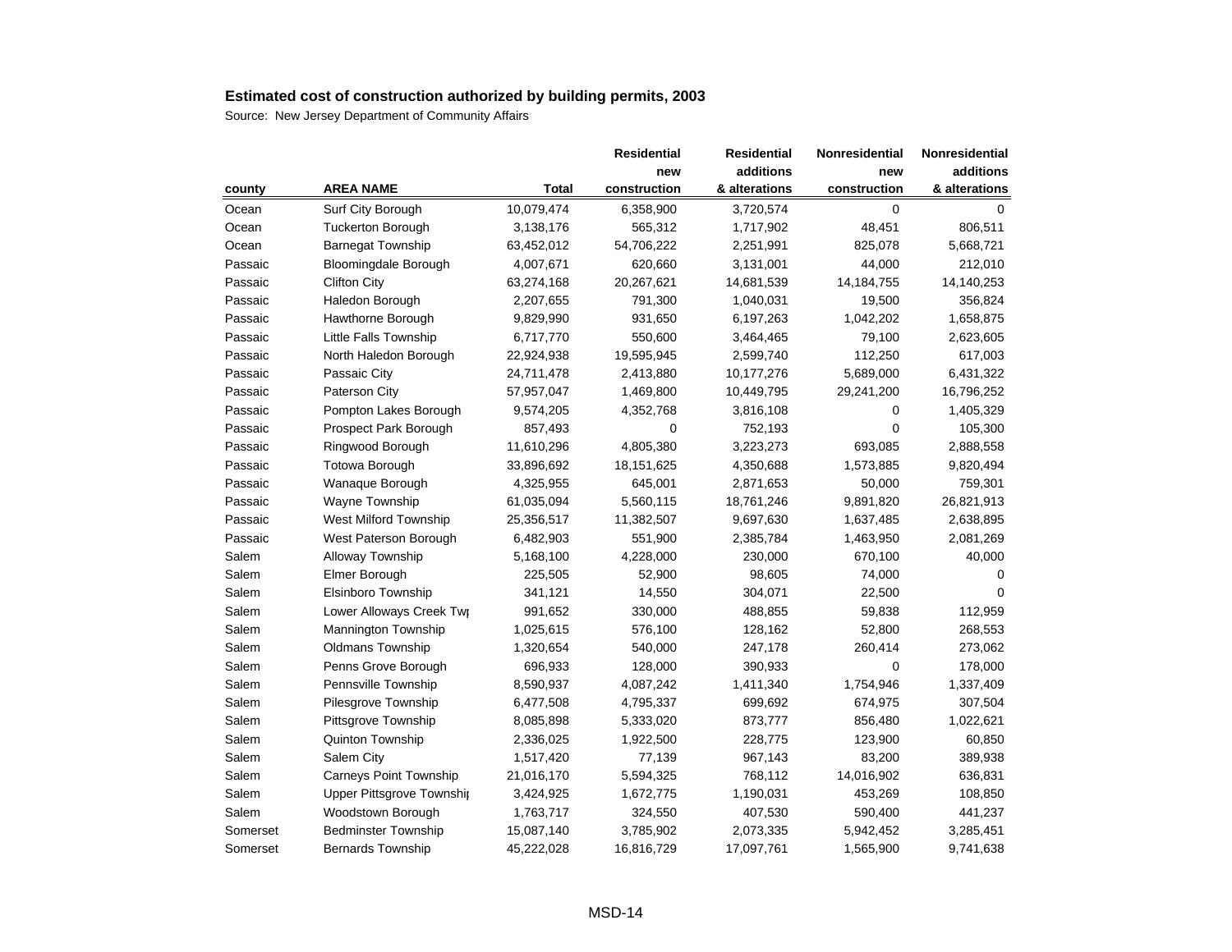## Estimated cost of construction authorized by building permits, 2003

Source: New Jersey Department of Community Affairs

| county | AREA NAME | Total | Residential new construction | Residential additions & alterations | Nonresidential new construction | Nonresidential additions & alterations |
|---|---|---|---|---|---|---|
| Ocean | Surf City Borough | 10,079,474 | 6,358,900 | 3,720,574 | 0 | 0 |
| Ocean | Tuckerton Borough | 3,138,176 | 565,312 | 1,717,902 | 48,451 | 806,511 |
| Ocean | Barnegat Township | 63,452,012 | 54,706,222 | 2,251,991 | 825,078 | 5,668,721 |
| Passaic | Bloomingdale Borough | 4,007,671 | 620,660 | 3,131,001 | 44,000 | 212,010 |
| Passaic | Clifton City | 63,274,168 | 20,267,621 | 14,681,539 | 14,184,755 | 14,140,253 |
| Passaic | Haledon Borough | 2,207,655 | 791,300 | 1,040,031 | 19,500 | 356,824 |
| Passaic | Hawthorne Borough | 9,829,990 | 931,650 | 6,197,263 | 1,042,202 | 1,658,875 |
| Passaic | Little Falls Township | 6,717,770 | 550,600 | 3,464,465 | 79,100 | 2,623,605 |
| Passaic | North Haledon Borough | 22,924,938 | 19,595,945 | 2,599,740 | 112,250 | 617,003 |
| Passaic | Passaic City | 24,711,478 | 2,413,880 | 10,177,276 | 5,689,000 | 6,431,322 |
| Passaic | Paterson City | 57,957,047 | 1,469,800 | 10,449,795 | 29,241,200 | 16,796,252 |
| Passaic | Pompton Lakes Borough | 9,574,205 | 4,352,768 | 3,816,108 | 0 | 1,405,329 |
| Passaic | Prospect Park Borough | 857,493 | 0 | 752,193 | 0 | 105,300 |
| Passaic | Ringwood Borough | 11,610,296 | 4,805,380 | 3,223,273 | 693,085 | 2,888,558 |
| Passaic | Totowa Borough | 33,896,692 | 18,151,625 | 4,350,688 | 1,573,885 | 9,820,494 |
| Passaic | Wanaque Borough | 4,325,955 | 645,001 | 2,871,653 | 50,000 | 759,301 |
| Passaic | Wayne Township | 61,035,094 | 5,560,115 | 18,761,246 | 9,891,820 | 26,821,913 |
| Passaic | West Milford Township | 25,356,517 | 11,382,507 | 9,697,630 | 1,637,485 | 2,638,895 |
| Passaic | West Paterson Borough | 6,482,903 | 551,900 | 2,385,784 | 1,463,950 | 2,081,269 |
| Salem | Alloway Township | 5,168,100 | 4,228,000 | 230,000 | 670,100 | 40,000 |
| Salem | Elmer Borough | 225,505 | 52,900 | 98,605 | 74,000 | 0 |
| Salem | Elsinboro Township | 341,121 | 14,550 | 304,071 | 22,500 | 0 |
| Salem | Lower Alloways Creek Twp | 991,652 | 330,000 | 488,855 | 59,838 | 112,959 |
| Salem | Mannington Township | 1,025,615 | 576,100 | 128,162 | 52,800 | 268,553 |
| Salem | Oldmans Township | 1,320,654 | 540,000 | 247,178 | 260,414 | 273,062 |
| Salem | Penns Grove Borough | 696,933 | 128,000 | 390,933 | 0 | 178,000 |
| Salem | Pennsville Township | 8,590,937 | 4,087,242 | 1,411,340 | 1,754,946 | 1,337,409 |
| Salem | Pilesgrove Township | 6,477,508 | 4,795,337 | 699,692 | 674,975 | 307,504 |
| Salem | Pittsgrove Township | 8,085,898 | 5,333,020 | 873,777 | 856,480 | 1,022,621 |
| Salem | Quinton Township | 2,336,025 | 1,922,500 | 228,775 | 123,900 | 60,850 |
| Salem | Salem City | 1,517,420 | 77,139 | 967,143 | 83,200 | 389,938 |
| Salem | Carneys Point Township | 21,016,170 | 5,594,325 | 768,112 | 14,016,902 | 636,831 |
| Salem | Upper Pittsgrove Township | 3,424,925 | 1,672,775 | 1,190,031 | 453,269 | 108,850 |
| Salem | Woodstown Borough | 1,763,717 | 324,550 | 407,530 | 590,400 | 441,237 |
| Somerset | Bedminster Township | 15,087,140 | 3,785,902 | 2,073,335 | 5,942,452 | 3,285,451 |
| Somerset | Bernards Township | 45,222,028 | 16,816,729 | 17,097,761 | 1,565,900 | 9,741,638 |

MSD-14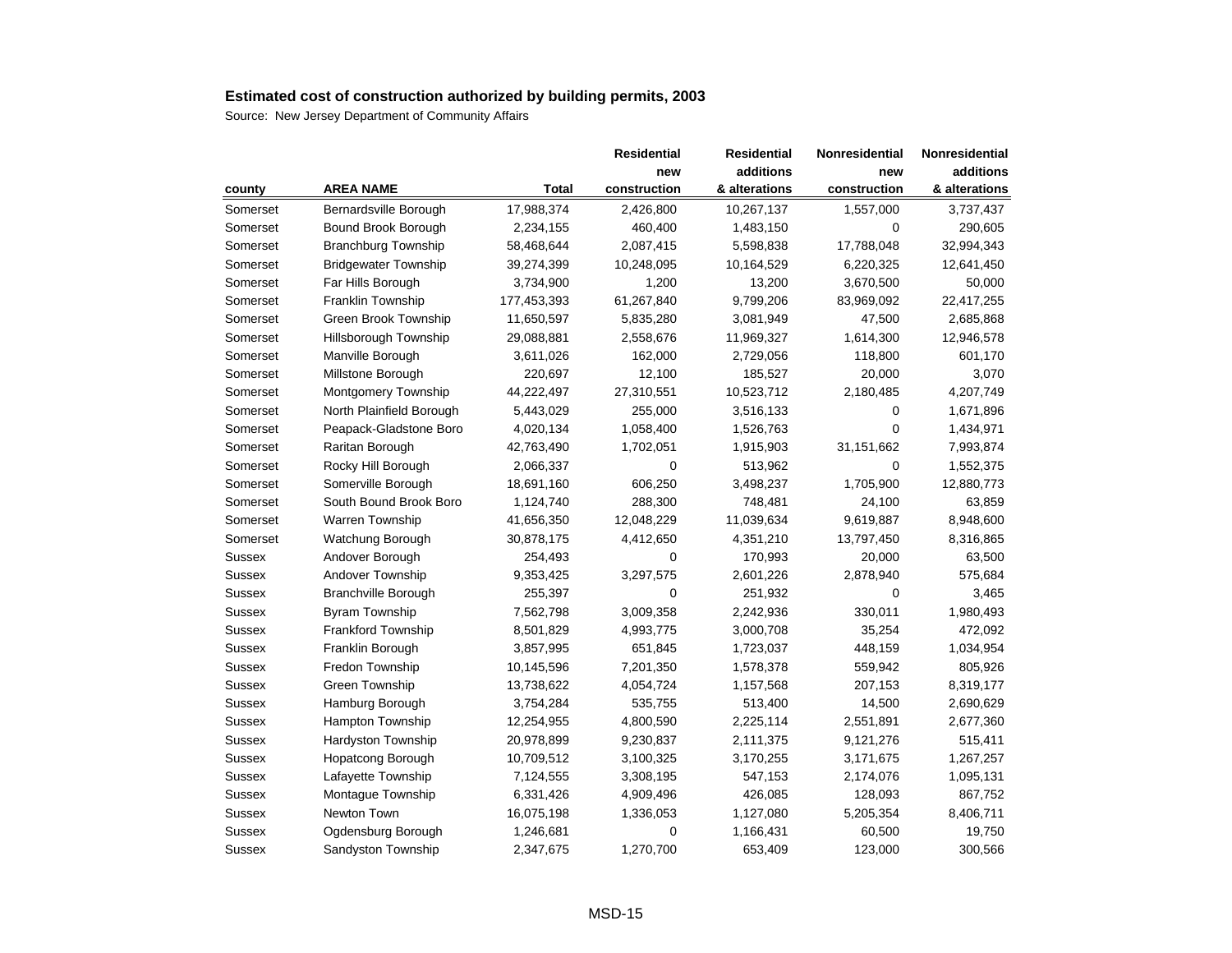## Estimated cost of construction authorized by building permits, 2003

Source: New Jersey Department of Community Affairs

| county | AREA NAME | Total | Residential new construction | Residential additions & alterations | Nonresidential new construction | Nonresidential additions & alterations |
|---|---|---|---|---|---|---|
| Somerset | Bernardsville Borough | 17,988,374 | 2,426,800 | 10,267,137 | 1,557,000 | 3,737,437 |
| Somerset | Bound Brook Borough | 2,234,155 | 460,400 | 1,483,150 | 0 | 290,605 |
| Somerset | Branchburg Township | 58,468,644 | 2,087,415 | 5,598,838 | 17,788,048 | 32,994,343 |
| Somerset | Bridgewater Township | 39,274,399 | 10,248,095 | 10,164,529 | 6,220,325 | 12,641,450 |
| Somerset | Far Hills Borough | 3,734,900 | 1,200 | 13,200 | 3,670,500 | 50,000 |
| Somerset | Franklin Township | 177,453,393 | 61,267,840 | 9,799,206 | 83,969,092 | 22,417,255 |
| Somerset | Green Brook Township | 11,650,597 | 5,835,280 | 3,081,949 | 47,500 | 2,685,868 |
| Somerset | Hillsborough Township | 29,088,881 | 2,558,676 | 11,969,327 | 1,614,300 | 12,946,578 |
| Somerset | Manville Borough | 3,611,026 | 162,000 | 2,729,056 | 118,800 | 601,170 |
| Somerset | Millstone Borough | 220,697 | 12,100 | 185,527 | 20,000 | 3,070 |
| Somerset | Montgomery Township | 44,222,497 | 27,310,551 | 10,523,712 | 2,180,485 | 4,207,749 |
| Somerset | North Plainfield Borough | 5,443,029 | 255,000 | 3,516,133 | 0 | 1,671,896 |
| Somerset | Peapack-Gladstone Boro | 4,020,134 | 1,058,400 | 1,526,763 | 0 | 1,434,971 |
| Somerset | Raritan Borough | 42,763,490 | 1,702,051 | 1,915,903 | 31,151,662 | 7,993,874 |
| Somerset | Rocky Hill Borough | 2,066,337 | 0 | 513,962 | 0 | 1,552,375 |
| Somerset | Somerville Borough | 18,691,160 | 606,250 | 3,498,237 | 1,705,900 | 12,880,773 |
| Somerset | South Bound Brook Boro | 1,124,740 | 288,300 | 748,481 | 24,100 | 63,859 |
| Somerset | Warren Township | 41,656,350 | 12,048,229 | 11,039,634 | 9,619,887 | 8,948,600 |
| Somerset | Watchung Borough | 30,878,175 | 4,412,650 | 4,351,210 | 13,797,450 | 8,316,865 |
| Sussex | Andover Borough | 254,493 | 0 | 170,993 | 20,000 | 63,500 |
| Sussex | Andover Township | 9,353,425 | 3,297,575 | 2,601,226 | 2,878,940 | 575,684 |
| Sussex | Branchville Borough | 255,397 | 0 | 251,932 | 0 | 3,465 |
| Sussex | Byram Township | 7,562,798 | 3,009,358 | 2,242,936 | 330,011 | 1,980,493 |
| Sussex | Frankford Township | 8,501,829 | 4,993,775 | 3,000,708 | 35,254 | 472,092 |
| Sussex | Franklin Borough | 3,857,995 | 651,845 | 1,723,037 | 448,159 | 1,034,954 |
| Sussex | Fredon Township | 10,145,596 | 7,201,350 | 1,578,378 | 559,942 | 805,926 |
| Sussex | Green Township | 13,738,622 | 4,054,724 | 1,157,568 | 207,153 | 8,319,177 |
| Sussex | Hamburg Borough | 3,754,284 | 535,755 | 513,400 | 14,500 | 2,690,629 |
| Sussex | Hampton Township | 12,254,955 | 4,800,590 | 2,225,114 | 2,551,891 | 2,677,360 |
| Sussex | Hardyston Township | 20,978,899 | 9,230,837 | 2,111,375 | 9,121,276 | 515,411 |
| Sussex | Hopatcong Borough | 10,709,512 | 3,100,325 | 3,170,255 | 3,171,675 | 1,267,257 |
| Sussex | Lafayette Township | 7,124,555 | 3,308,195 | 547,153 | 2,174,076 | 1,095,131 |
| Sussex | Montague Township | 6,331,426 | 4,909,496 | 426,085 | 128,093 | 867,752 |
| Sussex | Newton Town | 16,075,198 | 1,336,053 | 1,127,080 | 5,205,354 | 8,406,711 |
| Sussex | Ogdensburg Borough | 1,246,681 | 0 | 1,166,431 | 60,500 | 19,750 |
| Sussex | Sandyston Township | 2,347,675 | 1,270,700 | 653,409 | 123,000 | 300,566 |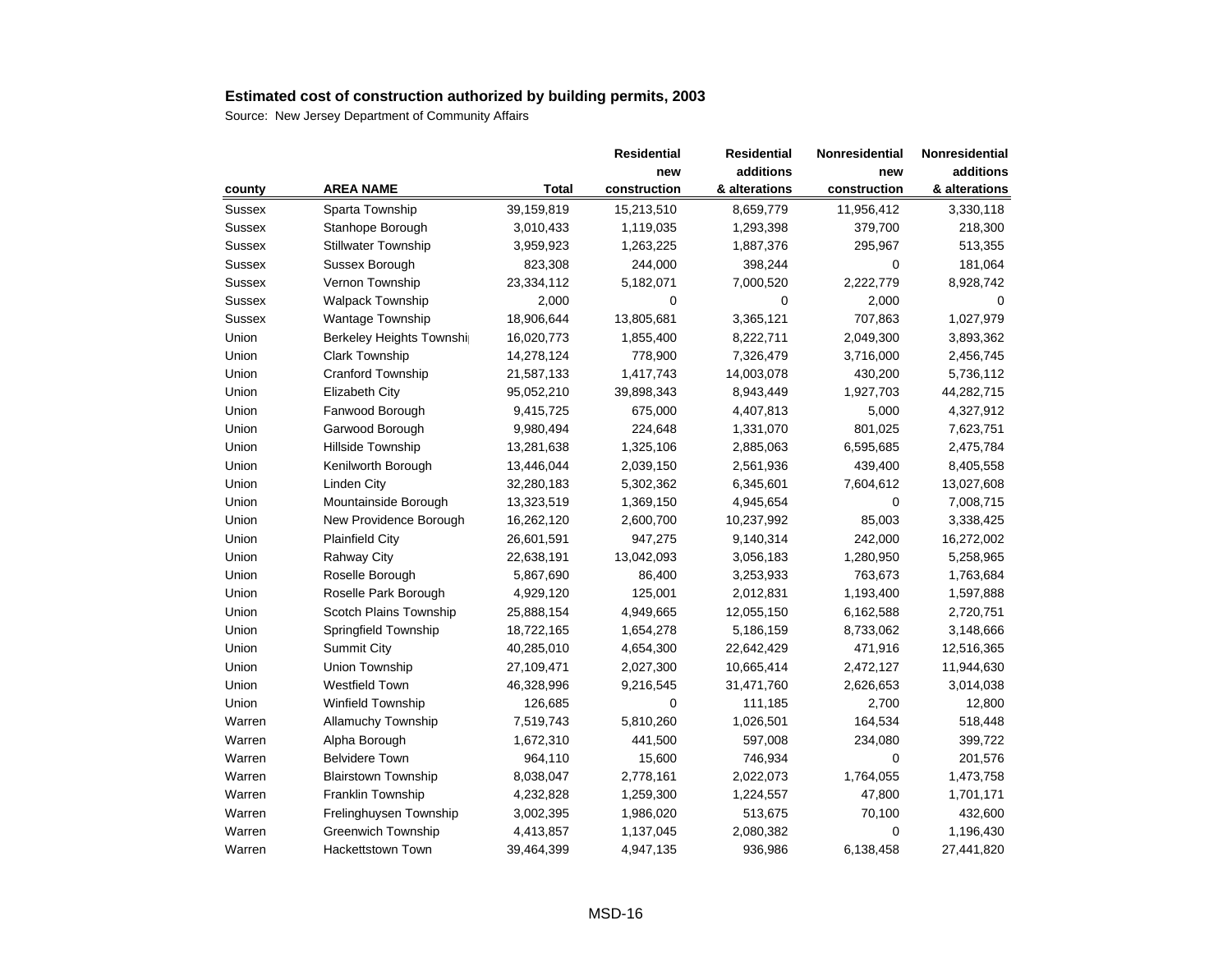## Estimated cost of construction authorized by building permits, 2003

Source: New Jersey Department of Community Affairs

| county | AREA NAME | Total | Residential new construction | Residential additions & alterations | Nonresidential new construction | Nonresidential additions & alterations |
|---|---|---|---|---|---|---|
| Sussex | Sparta Township | 39,159,819 | 15,213,510 | 8,659,779 | 11,956,412 | 3,330,118 |
| Sussex | Stanhope Borough | 3,010,433 | 1,119,035 | 1,293,398 | 379,700 | 218,300 |
| Sussex | Stillwater Township | 3,959,923 | 1,263,225 | 1,887,376 | 295,967 | 513,355 |
| Sussex | Sussex Borough | 823,308 | 244,000 | 398,244 | 0 | 181,064 |
| Sussex | Vernon Township | 23,334,112 | 5,182,071 | 7,000,520 | 2,222,779 | 8,928,742 |
| Sussex | Walpack Township | 2,000 | 0 | 0 | 2,000 | 0 |
| Sussex | Wantage Township | 18,906,644 | 13,805,681 | 3,365,121 | 707,863 | 1,027,979 |
| Union | Berkeley Heights Townshi | 16,020,773 | 1,855,400 | 8,222,711 | 2,049,300 | 3,893,362 |
| Union | Clark Township | 14,278,124 | 778,900 | 7,326,479 | 3,716,000 | 2,456,745 |
| Union | Cranford Township | 21,587,133 | 1,417,743 | 14,003,078 | 430,200 | 5,736,112 |
| Union | Elizabeth City | 95,052,210 | 39,898,343 | 8,943,449 | 1,927,703 | 44,282,715 |
| Union | Fanwood Borough | 9,415,725 | 675,000 | 4,407,813 | 5,000 | 4,327,912 |
| Union | Garwood Borough | 9,980,494 | 224,648 | 1,331,070 | 801,025 | 7,623,751 |
| Union | Hillside Township | 13,281,638 | 1,325,106 | 2,885,063 | 6,595,685 | 2,475,784 |
| Union | Kenilworth Borough | 13,446,044 | 2,039,150 | 2,561,936 | 439,400 | 8,405,558 |
| Union | Linden City | 32,280,183 | 5,302,362 | 6,345,601 | 7,604,612 | 13,027,608 |
| Union | Mountainside Borough | 13,323,519 | 1,369,150 | 4,945,654 | 0 | 7,008,715 |
| Union | New Providence Borough | 16,262,120 | 2,600,700 | 10,237,992 | 85,003 | 3,338,425 |
| Union | Plainfield City | 26,601,591 | 947,275 | 9,140,314 | 242,000 | 16,272,002 |
| Union | Rahway City | 22,638,191 | 13,042,093 | 3,056,183 | 1,280,950 | 5,258,965 |
| Union | Roselle Borough | 5,867,690 | 86,400 | 3,253,933 | 763,673 | 1,763,684 |
| Union | Roselle Park Borough | 4,929,120 | 125,001 | 2,012,831 | 1,193,400 | 1,597,888 |
| Union | Scotch Plains Township | 25,888,154 | 4,949,665 | 12,055,150 | 6,162,588 | 2,720,751 |
| Union | Springfield Township | 18,722,165 | 1,654,278 | 5,186,159 | 8,733,062 | 3,148,666 |
| Union | Summit City | 40,285,010 | 4,654,300 | 22,642,429 | 471,916 | 12,516,365 |
| Union | Union Township | 27,109,471 | 2,027,300 | 10,665,414 | 2,472,127 | 11,944,630 |
| Union | Westfield Town | 46,328,996 | 9,216,545 | 31,471,760 | 2,626,653 | 3,014,038 |
| Union | Winfield Township | 126,685 | 0 | 111,185 | 2,700 | 12,800 |
| Warren | Allamuchy Township | 7,519,743 | 5,810,260 | 1,026,501 | 164,534 | 518,448 |
| Warren | Alpha Borough | 1,672,310 | 441,500 | 597,008 | 234,080 | 399,722 |
| Warren | Belvidere Town | 964,110 | 15,600 | 746,934 | 0 | 201,576 |
| Warren | Blairstown Township | 8,038,047 | 2,778,161 | 2,022,073 | 1,764,055 | 1,473,758 |
| Warren | Franklin Township | 4,232,828 | 1,259,300 | 1,224,557 | 47,800 | 1,701,171 |
| Warren | Frelinghuysen Township | 3,002,395 | 1,986,020 | 513,675 | 70,100 | 432,600 |
| Warren | Greenwich Township | 4,413,857 | 1,137,045 | 2,080,382 | 0 | 1,196,430 |
| Warren | Hackettstown Town | 39,464,399 | 4,947,135 | 936,986 | 6,138,458 | 27,441,820 |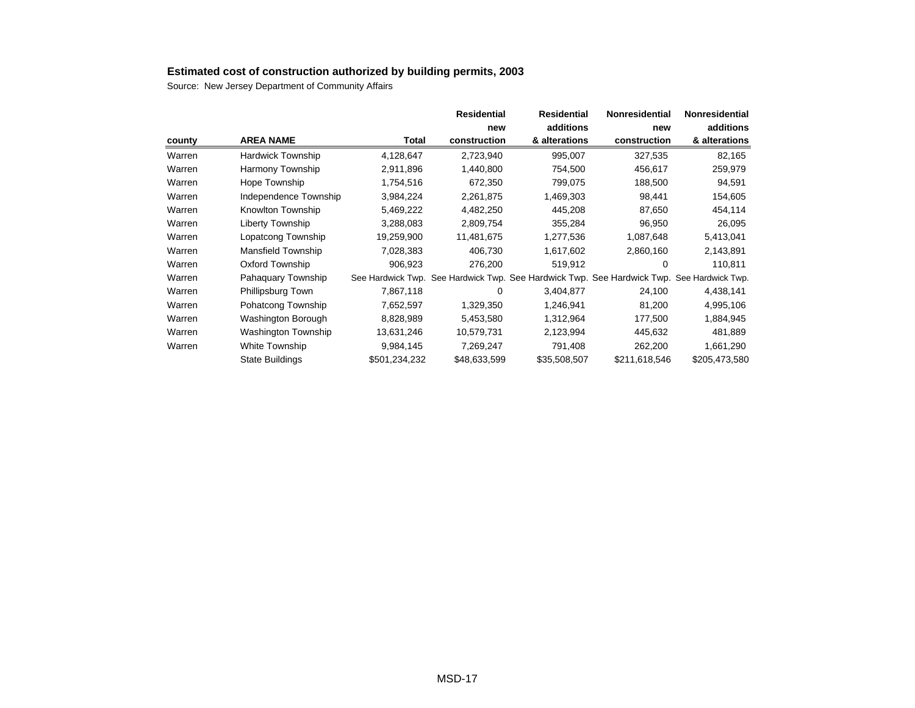**Estimated cost of construction authorized by building permits, 2003**

Source: New Jersey Department of Community Affairs

| county | AREA NAME | Total | Residential new construction | Residential additions & alterations | Nonresidential new construction | Nonresidential additions & alterations |
|---|---|---|---|---|---|---|
| Warren | Hardwick Township | 4,128,647 | 2,723,940 | 995,007 | 327,535 | 82,165 |
| Warren | Harmony Township | 2,911,896 | 1,440,800 | 754,500 | 456,617 | 259,979 |
| Warren | Hope Township | 1,754,516 | 672,350 | 799,075 | 188,500 | 94,591 |
| Warren | Independence Township | 3,984,224 | 2,261,875 | 1,469,303 | 98,441 | 154,605 |
| Warren | Knowlton Township | 5,469,222 | 4,482,250 | 445,208 | 87,650 | 454,114 |
| Warren | Liberty Township | 3,288,083 | 2,809,754 | 355,284 | 96,950 | 26,095 |
| Warren | Lopatcong Township | 19,259,900 | 11,481,675 | 1,277,536 | 1,087,648 | 5,413,041 |
| Warren | Mansfield Township | 7,028,383 | 406,730 | 1,617,602 | 2,860,160 | 2,143,891 |
| Warren | Oxford Township | 906,923 | 276,200 | 519,912 | 0 | 110,811 |
| Warren | Pahaquary Township | See Hardwick Twp. | See Hardwick Twp. | See Hardwick Twp. | See Hardwick Twp. | See Hardwick Twp. |
| Warren | Phillipsburg Town | 7,867,118 | 0 | 3,404,877 | 24,100 | 4,438,141 |
| Warren | Pohatcong Township | 7,652,597 | 1,329,350 | 1,246,941 | 81,200 | 4,995,106 |
| Warren | Washington Borough | 8,828,989 | 5,453,580 | 1,312,964 | 177,500 | 1,884,945 |
| Warren | Washington Township | 13,631,246 | 10,579,731 | 2,123,994 | 445,632 | 481,889 |
| Warren | White Township | 9,984,145 | 7,269,247 | 791,408 | 262,200 | 1,661,290 |
| | State Buildings | $501,234,232 | $48,633,599 | $35,508,507 | $211,618,546 | $205,473,580 |

MSD-17